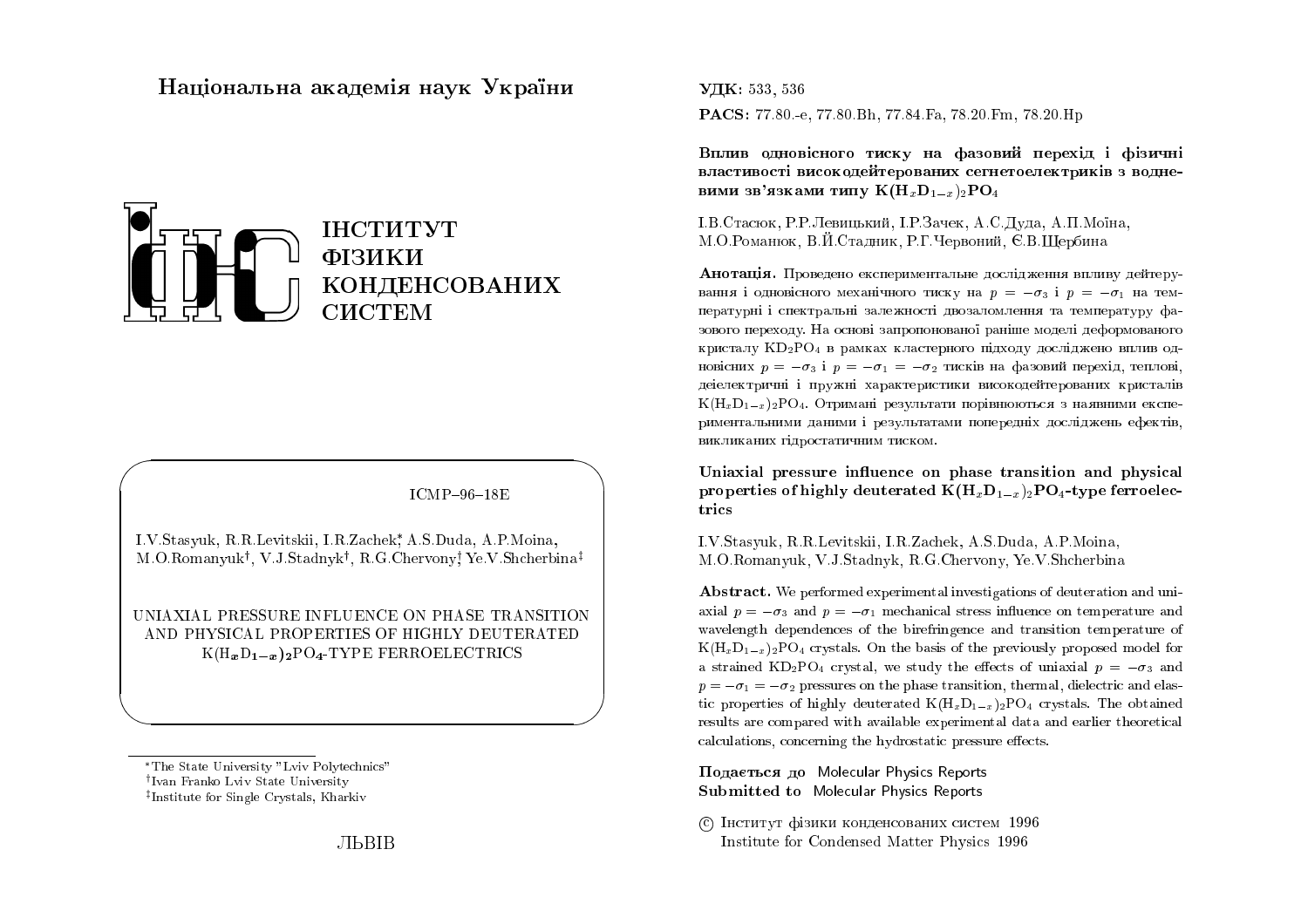# Національна академія наук України

ІНСТИТУТ
ФІЗИКИ
КОНДЕНСОВАНИХ
СИСТЕМ

ICMP–96–18E

I.V.Stasyuk, R.R.Levitskii, I.R.Zachek[*], A.S.Duda, A.P.Moina, M.O.Romanyuk[†], V.J.Stadnyk[†], R.G.Chervony[†], Ye.V.Shcherbina[‡]

UNIAXIAL PRESSURE INFLUENCE ON PHASE TRANSITION AND PHYSICAL PROPERTIES OF HIGHLY DEUTERATED $K(H_xD_{1-x})_2PO_4$-TYPE FERROELECTRICS

[*] The State University "Lviv Polytechnics"
[†] Ivan Franko Lviv State University
[‡] Institute for Single Crystals, Kharkiv

ЛЬВІВ

**УДК:** 533, 536

**PACS:** 77.80.-e, 77.80.Bh, 77.84.Fa, 78.20.Fm, 78.20.Hp

**Вплив одновісного тиску на фазовий перехід і фізичні властивості висбкодейтерованих сегнетоелектриків з водневими зв'язками типу $K(H_xD_{1-x})_2PO_4$**

І.В.Стасюк, Р.Р.Левицький, І.Р.Зачек, А.С.Дуда, А.П.Моїна, М.О.Романюк, В.Й.Стадник, Р.Г.Червоний, Є.В.Щербина

**Анотація.** Проведено експериментальне дослідження впливу дейтерування і одновісного механічного тиску на $p = -\sigma_3$ і $p = -\sigma_1$ на температурні і спектральні залежності двозаломлення та температуру фазового переходу. На основі запропонованої раніше моделі деформованого кристалу $KD_2PO_4$ в рамках кластерного підходу досліджено вплив одновісних $p = -\sigma_3$ і $p = -\sigma_1 = -\sigma_2$ тисків на фазовий перехід, теплові, деіелектричні і пружні характеристики висококодейтерованих кристалів $K(H_xD_{1-x})_2PO_4$. Отримані результати порівнюються з наявними експериментальними даними і результатами попередніх досліджень ефектів, викликаних гідростатичним тиском.

**Uniaxial pressure influence on phase transition and physical properties of highly deuterated $K(H_xD_{1-x})_2PO_4$-type ferroelectrics**

I.V.Stasyuk, R.R.Levitskii, I.R.Zachek, A.S.Duda, A.P.Moina, M.O.Romanyuk, V.J.Stadnyk, R.G.Chervony, Ye.V.Shcherbina

**Abstract.** We performed experimental investigations of deuteration and uniaxial $p = -\sigma_3$ and $p = -\sigma_1$ mechanical stress influence on temperature and wavelength dependences of the birefringence and transition temperature of $K(H_xD_{1-x})_2PO_4$ crystals. On the basis of the previously proposed model for a strained $KD_2PO_4$ crystal, we study the effects of uniaxial $p = -\sigma_3$ and $p = -\sigma_1 = -\sigma_2$ pressures on the phase transition, thermal, dielectric and elastic properties of highly deuterated $K(H_xD_{1-x})_2PO_4$ crystals. The obtained results are compared with available experimental data and earlier theoretical calculations, concerning the hydrostatic pressure effects.

**Подається до** Molecular Physics Reports
**Submitted to** Molecular Physics Reports

© Інститут фізики конденсованих систем 1996
Institute for Condensed Matter Physics 1996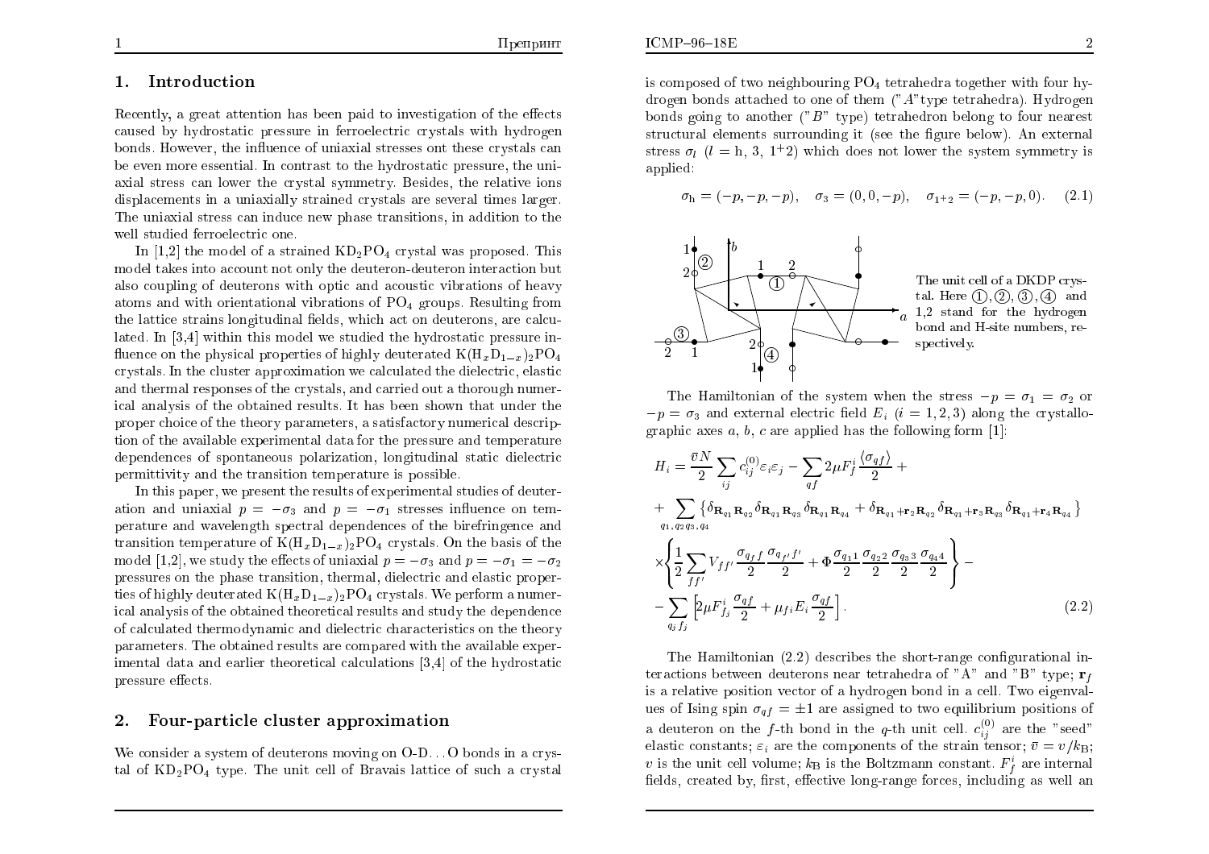## 1. Introduction

Recently, a great attention has been paid to investigation of the effects caused by hydrostatic pressure in ferroelectric crystals with hydrogen bonds. However, the influence of uniaxial stresses ont these crystals can be even more essential. In contrast to the hydrostatic pressure, the uniaxial stress can lower the crystal symmetry. Besides, the relative ions displacements in a uniaxially strained crystals are several times larger. The uniaxial stress can induce new phase transitions, in addition to the well studied ferroelectric one.

In [1,2] the model of a strained $KD_2PO_4$ crystal was proposed. This model takes into account not only the deuteron-deuteron interaction but also coupling of deuterons with optic and acoustic vibrations of heavy atoms and with orientational vibrations of $PO_4$ groups. Resulting from the lattice strains longitudinal fields, which act on deuterons, are calculated. In [3,4] within this model we studied the hydrostatic pressure influence on the physical properties of highly deuterated $K(H_xD_{1-x})_2PO_4$ crystals. In the cluster approximation we calculated the dielectric, elastic and thermal responses of the crystals, and carried out a thorough numerical analysis of the obtained results. It has been shown that under the proper choice of the theory parameters, a satisfactory numerical description of the available experimental data for the pressure and temperature dependences of spontaneous polarization, longitudinal static dielectric permittivity and the transition temperature is possible.

In this paper, we present the results of experimental studies of deuteration and uniaxial $p=-\sigma_3$ and $p=-\sigma_1$ stresses influence on temperature and wavelength spectral dependences of the birefringence and transition temperature of $K(H_xD_{1-x})_2PO_4$ crystals. On the basis of the model [1,2], we study the effects of uniaxial $p=-\sigma_3$ and $p=-\sigma_1=-\sigma_2$ pressures on the phase transition, thermal, dielectric and elastic properties of highly deuterated $K(H_xD_{1-x})_2PO_4$ crystals. We perform a numerical analysis of the obtained theoretical results and study the dependence of calculated thermodynamic and dielectric characteristics on the theory parameters. The obtained results are compared with the available experimental data and earlier theoretical calculations [3,4] of the hydrostatic pressure effects.

## 2. Four-particle cluster approximation

We consider a system of deuterons moving on O-D...O bonds in a crystal of $KD_2PO_4$ type. The unit cell of Bravais lattice of such a crystal is composed of two neighbouring $PO_4$ tetrahedra together with four hydrogen bonds attached to one of them ("$A$"type tetrahedra). Hydrogen bonds going to another ("$B$" type) tetrahedron belong to four nearest structural elements surrounding it (see the figure below). An external stress $\sigma_l$ ($l$ = h, 3, 1+2) which does not lower the system symmetry is applied:

$$\sigma_{\rm h}=(-p,-p,-p), \quad \sigma_3=(0,0,-p), \quad \sigma_{1+2}=(-p,-p,0). \tag{2.1}$$

The unit cell of a DKDP crystal. Here ①, ②, ③, ④ and 1,2 stand for the hydrogen bond and H-site numbers, respectively.

The Hamiltonian of the system when the stress $-p=\sigma_1=\sigma_2$ or $-p=\sigma_3$ and external electric field $E_i$ ($i=1,2,3$) along the crystallographic axes $a$, $b$, $c$ are applied has the following form [1]:

$$
\begin{aligned}
H_i = & \frac{\bar{v}N}{2}\sum_{ij} c_{ij}^{(0)}\varepsilon_i\varepsilon_j - \sum_{qf} 2\mu F_f^i \frac{\langle\sigma_{qf}\rangle}{2} + \\
& + \sum_{q_1,q_2q_3,q_4}\left\{\delta_{\mathbf{R}_{q_1}\mathbf{R}_{q_2}}\delta_{\mathbf{R}_{q_1}\mathbf{R}_{q_3}}\delta_{\mathbf{R}_{q_1}\mathbf{R}_{q_4}} + \delta_{\mathbf{R}_{q_1}+\mathbf{r}_2\mathbf{R}_{q_2}}\delta_{\mathbf{R}_{q_1}+\mathbf{r}_3\mathbf{R}_{q_3}}\delta_{\mathbf{R}_{q_1}+\mathbf{r}_4\mathbf{R}_{q_4}}\right\} \\
& \times\left\{\frac{1}{2}\sum_{ff'}V_{ff'}\frac{\sigma_{q_ff}}{2}\frac{\sigma_{q_{f'}f'}}{2} + \Phi\frac{\sigma_{q_11}}{2}\frac{\sigma_{q_22}}{2}\frac{\sigma_{q_33}}{2}\frac{\sigma_{q_44}}{2}\right\} - \\
& - \sum_{q_jf_j}\left[2\mu F_{f_j}^i\frac{\sigma_{qf}}{2} + \mu_{fi}E_i\frac{\sigma_{qf}}{2}\right].
\end{aligned}
\tag{2.2}
$$

The Hamiltonian (2.2) describes the short-range configurational interactions between deuterons near tetrahedra of "A" and "B" type; $\mathbf{r}_f$ is a relative position vector of a hydrogen bond in a cell. Two eigenvalues of Ising spin $\sigma_{qf}=\pm1$ are assigned to two equilibrium positions of a deuteron on the $f$-th bond in the $q$-th unit cell. $c_{ij}^{(0)}$ are the "seed" elastic constants; $\varepsilon_i$ are the components of the strain tensor; $\bar{v}=v/k_{\rm B}$; $v$ is the unit cell volume; $k_{\rm B}$ is the Boltzmann constant. $F_f^i$ are internal fields, created by, first, effective long-range forces, including as well an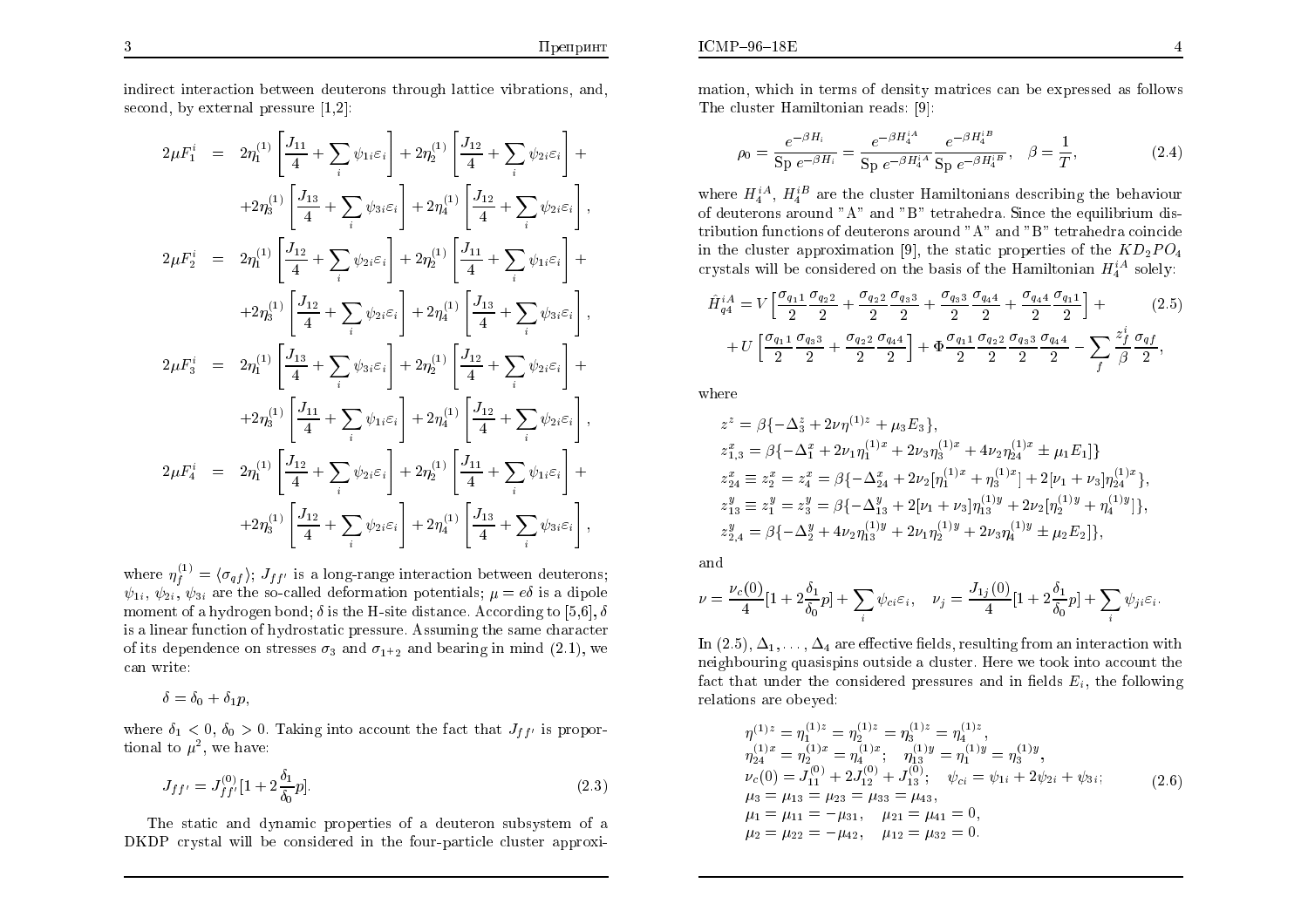indirect interaction between deuterons through lattice vibrations, and, second, by external pressure [1,2]:

$$
\begin{aligned}
2\mu F_1^i &= 2\eta_1^{(1)}\left[\frac{J_{11}}{4}+\sum_i \psi_{1i}\varepsilon_i\right] + 2\eta_2^{(1)}\left[\frac{J_{12}}{4}+\sum_i \psi_{2i}\varepsilon_i\right] + \\
&\quad +2\eta_3^{(1)}\left[\frac{J_{13}}{4}+\sum_i \psi_{3i}\varepsilon_i\right] + 2\eta_4^{(1)}\left[\frac{J_{12}}{4}+\sum_i \psi_{2i}\varepsilon_i\right], \\
2\mu F_2^i &= 2\eta_1^{(1)}\left[\frac{J_{12}}{4}+\sum_i \psi_{2i}\varepsilon_i\right] + 2\eta_2^{(1)}\left[\frac{J_{11}}{4}+\sum_i \psi_{1i}\varepsilon_i\right] + \\
&\quad +2\eta_3^{(1)}\left[\frac{J_{12}}{4}+\sum_i \psi_{2i}\varepsilon_i\right] + 2\eta_4^{(1)}\left[\frac{J_{13}}{4}+\sum_i \psi_{3i}\varepsilon_i\right], \\
2\mu F_3^i &= 2\eta_1^{(1)}\left[\frac{J_{13}}{4}+\sum_i \psi_{3i}\varepsilon_i\right] + 2\eta_2^{(1)}\left[\frac{J_{12}}{4}+\sum_i \psi_{2i}\varepsilon_i\right] + \\
&\quad +2\eta_3^{(1)}\left[\frac{J_{11}}{4}+\sum_i \psi_{1i}\varepsilon_i\right] + 2\eta_4^{(1)}\left[\frac{J_{12}}{4}+\sum_i \psi_{2i}\varepsilon_i\right], \\
2\mu F_4^i &= 2\eta_1^{(1)}\left[\frac{J_{12}}{4}+\sum_i \psi_{2i}\varepsilon_i\right] + 2\eta_2^{(1)}\left[\frac{J_{11}}{4}+\sum_i \psi_{1i}\varepsilon_i\right] + \\
&\quad +2\eta_3^{(1)}\left[\frac{J_{12}}{4}+\sum_i \psi_{2i}\varepsilon_i\right] + 2\eta_4^{(1)}\left[\frac{J_{13}}{4}+\sum_i \psi_{3i}\varepsilon_i\right],
\end{aligned}
$$

where $\eta_f^{(1)} = \langle\sigma_{qf}\rangle$; $J_{ff'}$ is a long-range interaction between deuterons; $\psi_{1i}$, $\psi_{2i}$, $\psi_{3i}$ are the so-called deformation potentials; $\mu = e\delta$ is a dipole moment of a hydrogen bond; $\delta$ is the H-site distance. According to [5,6], $\delta$ is a linear function of hydrostatic pressure. Assuming the same character of its dependence on stresses $\sigma_3$ and $\sigma_{1+2}$ and bearing in mind (2.1), we can write:

$$\delta = \delta_0 + \delta_1 p,$$

where $\delta_1 < 0$, $\delta_0 > 0$. Taking into account the fact that $J_{ff'}$ is proportional to $\mu^2$, we have:

$$J_{ff'} = J_{ff'}^{(0)}[1 + 2\frac{\delta_1}{\delta_0}p]. \tag{2.3}$$

The static and dynamic properties of a deuteron subsystem of a DKDP crystal will be considered in the four-particle cluster approximation, which in terms of density matrices can be expressed as follows The cluster Hamiltonian reads: [9]:

$$\rho_0 = \frac{e^{-\beta H_i}}{\mathrm{Sp}\, e^{-\beta H_i}} = \frac{e^{-\beta H_4^{iA}}}{\mathrm{Sp}\, e^{-\beta H_4^{iA}}}\frac{e^{-\beta H_4^{iB}}}{\mathrm{Sp}\, e^{-\beta H_4^{iB}}}, \quad \beta = \frac{1}{T}, \tag{2.4}$$

where $H_4^{iA}$, $H_4^{iB}$ are the cluster Hamiltonians describing the behaviour of deuterons around "A" and "B" tetrahedra. Since the equilibrium distribution functions of deuterons around "A" and "B" tetrahedra coincide in the cluster approximation [9], the static properties of the $KD_2PO_4$ crystals will be considered on the basis of the Hamiltonian $H_4^{iA}$ solely:

$$
\begin{aligned}
\hat{H}_{q4}^{iA} &= V\left[\frac{\sigma_{q_1 1}}{2}\frac{\sigma_{q_2 2}}{2} + \frac{\sigma_{q_2 2}}{2}\frac{\sigma_{q_3 3}}{2} + \frac{\sigma_{q_3 3}}{2}\frac{\sigma_{q_4 4}}{2} + \frac{\sigma_{q_4 4}}{2}\frac{\sigma_{q_1 1}}{2}\right] + \\
&\quad + U\left[\frac{\sigma_{q_1 1}}{2}\frac{\sigma_{q_3 3}}{2} + \frac{\sigma_{q_2 2}}{2}\frac{\sigma_{q_4 4}}{2}\right] + \Phi\frac{\sigma_{q_1 1}}{2}\frac{\sigma_{q_2 2}}{2}\frac{\sigma_{q_3 3}}{2}\frac{\sigma_{q_4 4}}{2} - \sum_f \frac{z_f^i}{\beta}\frac{\sigma_{qf}}{2},
\end{aligned} \tag{2.5}
$$

where

$$
\begin{aligned}
z^z &= \beta\{-\Delta_3^z + 2\nu\eta^{(1)z} + \mu_3 E_3\}, \\
z_{1,3}^x &= \beta\{-\Delta_1^x + 2\nu_1\eta_1^{(1)x} + 2\nu_3\eta_3^{(1)x} + 4\nu_2\eta_{24}^{(1)x} \pm \mu_1 E_1]\} \\
z_{24}^x &\equiv z_2^x = z_4^x = \beta\{-\Delta_{24}^x + 2\nu_2[\eta_1^{(1)x} + \eta_3^{(1)x}] + 2[\nu_1+\nu_3]\eta_{24}^{(1)x}\}, \\
z_{13}^y &\equiv z_1^y = z_3^y = \beta\{-\Delta_{13}^y + 2[\nu_1+\nu_3]\eta_{13}^{(1)y} + 2\nu_2[\eta_2^{(1)y} + \eta_4^{(1)y}]\}, \\
z_{2,4}^y &= \beta\{-\Delta_2^y + 4\nu_2\eta_{13}^{(1)y} + 2\nu_1\eta_2^{(1)y} + 2\nu_3\eta_4^{(1)y} \pm \mu_2 E_2]\},
\end{aligned}
$$

and

$$\nu = \frac{\nu_c(0)}{4}[1 + 2\frac{\delta_1}{\delta_0}p] + \sum_i \psi_{ci}\varepsilon_i, \quad \nu_j = \frac{J_{1j}(0)}{4}[1 + 2\frac{\delta_1}{\delta_0}p] + \sum_i \psi_{ji}\varepsilon_i.$$

In (2.5), $\Delta_1, \ldots, \Delta_4$ are effective fields, resulting from an interaction with neighbouring quasispins outside a cluster. Here we took into account the fact that under the considered pressures and in fields $E_i$, the following relations are obeyed:

$$
\begin{aligned}
&\eta^{(1)z} = \eta_1^{(1)z} = \eta_2^{(1)z} = \eta_3^{(1)z} = \eta_4^{(1)z}, \\
&\eta_{24}^{(1)x} = \eta_2^{(1)x} = \eta_4^{(1)x}; \quad \eta_{13}^{(1)y} = \eta_1^{(1)y} = \eta_3^{(1)y}, \\
&\nu_c(0) = J_{11}^{(0)} + 2J_{12}^{(0)} + J_{13}^{(0)}; \quad \psi_{ci} = \psi_{1i} + 2\psi_{2i} + \psi_{3i}; \\
&\mu_3 = \mu_{13} = \mu_{23} = \mu_{33} = \mu_{43}, \\
&\mu_1 = \mu_{11} = -\mu_{31}, \quad \mu_{21} = \mu_{41} = 0, \\
&\mu_2 = \mu_{22} = -\mu_{42}, \quad \mu_{12} = \mu_{32} = 0.
\end{aligned} \tag{2.6}
$$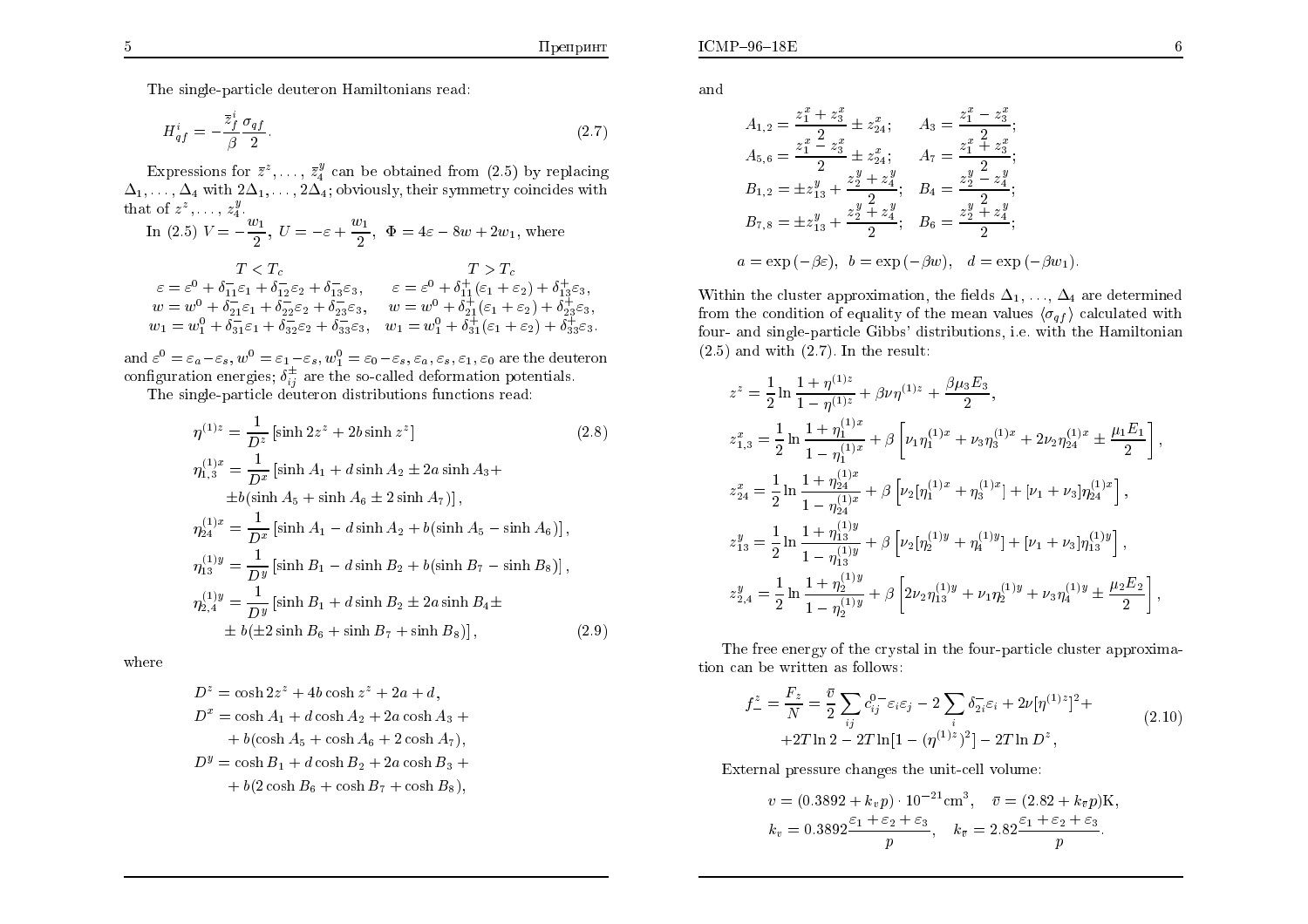The single-particle deuteron Hamiltonians read:

$$H_{qf}^{i} = -\frac{\bar{z}_f^i}{\beta}\frac{\sigma_{qf}}{2}. \tag{2.7}$$

Expressions for $\bar{z}^z, \ldots, \bar{z}_4^y$ can be obtained from (2.5) by replacing $\Delta_1, \ldots, \Delta_4$ with $2\Delta_1, \ldots, 2\Delta_4$; obviously, their symmetry coincides with that of $z^z, \ldots, z_4^y$.

In (2.5) $V = -\dfrac{w_1}{2}$, $U = -\varepsilon + \dfrac{w_1}{2}$, $\Phi = 4\varepsilon - 8w + 2w_1$, where

$$\begin{array}{cc}
T < T_c & T > T_c \\
\varepsilon = \varepsilon^0 + \delta_{11}^{-}\varepsilon_1 + \delta_{12}^{-}\varepsilon_2 + \delta_{13}^{-}\varepsilon_3, & \varepsilon = \varepsilon^0 + \delta_{11}^{+}(\varepsilon_1 + \varepsilon_2) + \delta_{13}^{+}\varepsilon_3, \\
w = w^0 + \delta_{21}^{-}\varepsilon_1 + \delta_{22}^{-}\varepsilon_2 + \delta_{23}^{-}\varepsilon_3, & w = w^0 + \delta_{21}^{+}(\varepsilon_1 + \varepsilon_2) + \delta_{23}^{+}\varepsilon_3, \\
w_1 = w_1^0 + \delta_{31}^{-}\varepsilon_1 + \delta_{32}^{-}\varepsilon_2 + \delta_{33}^{-}\varepsilon_3, & w_1 = w_1^0 + \delta_{31}^{+}(\varepsilon_1 + \varepsilon_2) + \delta_{33}^{+}\varepsilon_3.
\end{array}$$

and $\varepsilon^0 = \varepsilon_a - \varepsilon_s$, $w^0 = \varepsilon_1 - \varepsilon_s$, $w_1^0 = \varepsilon_0 - \varepsilon_s$, $\varepsilon_a, \varepsilon_s, \varepsilon_1, \varepsilon_0$ are the deuteron configuration energies; $\delta_{ij}^{\pm}$ are the so-called deformation potentials.

The single-particle deuteron distributions functions read:

$$\eta^{(1)z} = \frac{1}{D^z}\left[\sinh 2z^z + 2b\sinh z^z\right] \tag{2.8}$$

$$\begin{aligned}
\eta_{1,3}^{(1)x} &= \frac{1}{D^x}\left[\sinh A_1 + d\sinh A_2 \pm 2a\sinh A_3 + \right. \\
&\quad \left. \pm b(\sinh A_5 + \sinh A_6 \pm 2\sinh A_7)\right], \\
\eta_{24}^{(1)x} &= \frac{1}{D^x}\left[\sinh A_1 - d\sinh A_2 + b(\sinh A_5 - \sinh A_6)\right], \\
\eta_{13}^{(1)y} &= \frac{1}{D^y}\left[\sinh B_1 - d\sinh B_2 + b(\sinh B_7 - \sinh B_8)\right], \\
\eta_{2,4}^{(1)y} &= \frac{1}{D^y}\left[\sinh B_1 + d\sinh B_2 \pm 2a\sinh B_4 \pm \right. \\
&\quad \left. \pm\, b(\pm 2\sinh B_6 + \sinh B_7 + \sinh B_8)\right],
\end{aligned} \tag{2.9}$$

where

$$\begin{aligned}
D^z &= \cosh 2z^z + 4b\cosh z^z + 2a + d, \\
D^x &= \cosh A_1 + d\cosh A_2 + 2a\cosh A_3 + \\
&\quad + b(\cosh A_5 + \cosh A_6 + 2\cosh A_7), \\
D^y &= \cosh B_1 + d\cosh B_2 + 2a\cosh B_3 + \\
&\quad + b(2\cosh B_6 + \cosh B_7 + \cosh B_8),
\end{aligned}$$

and

$$\begin{aligned}
A_{1,2} &= \frac{z_1^x + z_3^x}{2} \pm z_{24}^x; \quad & A_3 &= \frac{z_1^x - z_3^x}{2}; \\
A_{5,6} &= \frac{z_1^x - z_3^x}{2} \pm z_{24}^x; \quad & A_7 &= \frac{z_1^x + z_3^x}{2}; \\
B_{1,2} &= \pm z_{13}^y + \frac{z_2^y + z_4^y}{2}; \quad & B_4 &= \frac{z_2^y - z_4^y}{2}; \\
B_{7,8} &= \pm z_{13}^y + \frac{z_2^y + z_4^y}{2}; \quad & B_6 &= \frac{z_2^y + z_4^y}{2};
\end{aligned}$$

$$a = \exp(-\beta\varepsilon), \quad b = \exp(-\beta w), \quad d = \exp(-\beta w_1).$$

Within the cluster approximation, the fields $\Delta_1, \ldots, \Delta_4$ are determined from the condition of equality of the mean values $\langle\sigma_{qf}\rangle$ calculated with four- and single-particle Gibbs' distributions, i.e. with the Hamiltonian (2.5) and with (2.7). In the result:

$$\begin{aligned}
z^z &= \frac{1}{2}\ln\frac{1 + \eta^{(1)z}}{1 - \eta^{(1)z}} + \beta\nu\eta^{(1)z} + \frac{\beta\mu_3 E_3}{2}, \\
z_{1,3}^x &= \frac{1}{2}\ln\frac{1 + \eta_1^{(1)x}}{1 - \eta_1^{(1)x}} + \beta\left[\nu_1\eta_1^{(1)x} + \nu_3\eta_3^{(1)x} + 2\nu_2\eta_{24}^{(1)x} \pm \frac{\mu_1 E_1}{2}\right], \\
z_{24}^x &= \frac{1}{2}\ln\frac{1 + \eta_{24}^{(1)x}}{1 - \eta_{24}^{(1)x}} + \beta\left[\nu_2[\eta_1^{(1)x} + \eta_3^{(1)x}] + [\nu_1 + \nu_3]\eta_{24}^{(1)x}\right], \\
z_{13}^y &= \frac{1}{2}\ln\frac{1 + \eta_{13}^{(1)y}}{1 - \eta_{13}^{(1)y}} + \beta\left[\nu_2[\eta_2^{(1)y} + \eta_4^{(1)y}] + [\nu_1 + \nu_3]\eta_{13}^{(1)y}\right], \\
z_{2,4}^y &= \frac{1}{2}\ln\frac{1 + \eta_2^{(1)y}}{1 - \eta_2^{(1)y}} + \beta\left[2\nu_2\eta_{13}^{(1)y} + \nu_1\eta_2^{(1)y} + \nu_3\eta_4^{(1)y} \pm \frac{\mu_2 E_2}{2}\right],
\end{aligned}$$

The free energy of the crystal in the four-particle cluster approximation can be written as follows:

$$\begin{aligned}
f_{-}^{z} = \frac{F_z}{N} = \frac{\bar{v}}{2}\sum_{ij} c_{ij}^{0-}\varepsilon_i\varepsilon_j - 2\sum_i \delta_{2i}^{-}\varepsilon_i + 2\nu[\eta^{(1)z}]^2 + \\
+ 2T\ln 2 - 2T\ln[1 - (\eta^{(1)z})^2] - 2T\ln D^z,
\end{aligned} \tag{2.10}$$

External pressure changes the unit-cell volume:

$$v = (0.3892 + k_v p)\cdot 10^{-21}\mathrm{cm}^3, \quad \bar{v} = (2.82 + k_{\bar{v}} p)\mathrm{K},$$

$$k_v = 0.3892\frac{\varepsilon_1 + \varepsilon_2 + \varepsilon_3}{p}, \quad k_{\bar{v}} = 2.82\frac{\varepsilon_1 + \varepsilon_2 + \varepsilon_3}{p}.$$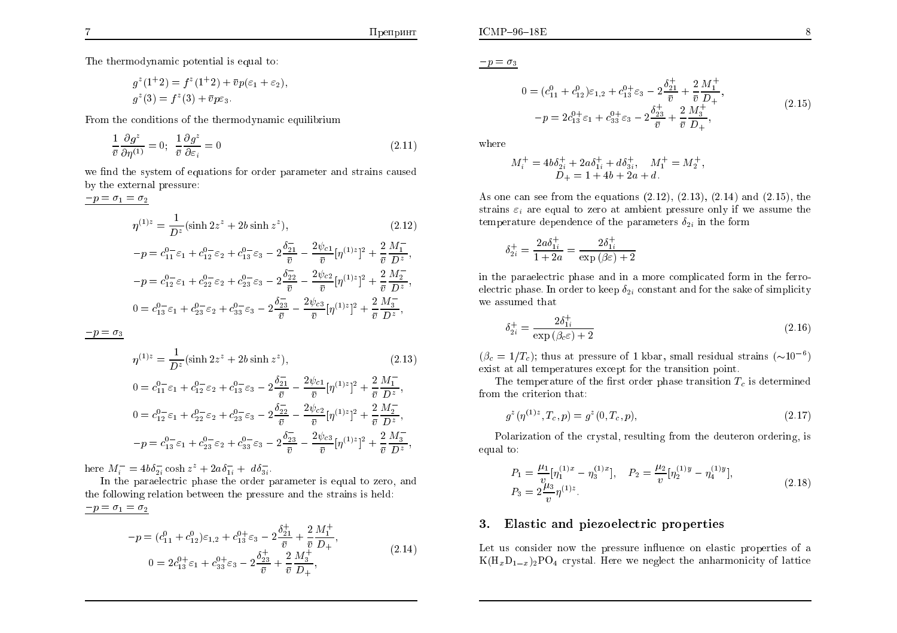The thermodynamic potential is equal to:

$$
g^z(1^+2) = f^z(1^+2) + \bar{v}p(\varepsilon_1 + \varepsilon_2),
$$
$$
g^z(3) = f^z(3) + \bar{v}p\varepsilon_3.
$$

From the conditions of the thermodynamic equilibrium

$$
\frac{1}{\bar{v}}\frac{\partial g^z}{\partial \eta^{(1)}} = 0; \quad \frac{1}{\bar{v}}\frac{\partial g^z}{\partial \varepsilon_i} = 0 \tag{2.11}
$$

we find the system of equations for order parameter and strains caused by the external pressure:

$-p = \sigma_1 = \sigma_2$

$$
\eta^{(1)z} = \frac{1}{D^z}(\sinh 2z^z + 2b\sinh z^z), \tag{2.12}
$$
$$
-p = c_{11}^{0-}\varepsilon_1 + c_{12}^{0-}\varepsilon_2 + c_{13}^{0-}\varepsilon_3 - 2\frac{\delta_{21}^-}{\bar{v}} - \frac{2\psi_{c1}}{\bar{v}}[\eta^{(1)z}]^2 + \frac{2}{\bar{v}}\frac{M_1^-}{D^z},
$$
$$
-p = c_{12}^{0-}\varepsilon_1 + c_{22}^{0-}\varepsilon_2 + c_{23}^{0-}\varepsilon_3 - 2\frac{\delta_{22}^-}{\bar{v}} - \frac{2\psi_{c2}}{\bar{v}}[\eta^{(1)z}]^2 + \frac{2}{\bar{v}}\frac{M_2^-}{D^z},
$$
$$
0 = c_{13}^{0-}\varepsilon_1 + c_{23}^{0-}\varepsilon_2 + c_{33}^{0-}\varepsilon_3 - 2\frac{\delta_{23}^-}{\bar{v}} - \frac{2\psi_{c3}}{\bar{v}}[\eta^{(1)z}]^2 + \frac{2}{\bar{v}}\frac{M_3^-}{D^z},
$$

$-p = \sigma_3$

$$
\eta^{(1)z} = \frac{1}{D^z}(\sinh 2z^z + 2b\sinh z^z), \tag{2.13}
$$
$$
0 = c_{11}^{0-}\varepsilon_1 + c_{12}^{0-}\varepsilon_2 + c_{13}^{0-}\varepsilon_3 - 2\frac{\delta_{21}^-}{\bar{v}} - \frac{2\psi_{c1}}{\bar{v}}[\eta^{(1)z}]^2 + \frac{2}{\bar{v}}\frac{M_1^-}{D^z},
$$
$$
0 = c_{12}^{0-}\varepsilon_1 + c_{22}^{0-}\varepsilon_2 + c_{23}^{0-}\varepsilon_3 - 2\frac{\delta_{22}^-}{\bar{v}} - \frac{2\psi_{c2}}{\bar{v}}[\eta^{(1)z}]^2 + \frac{2}{\bar{v}}\frac{M_2^-}{D^z},
$$
$$
-p = c_{13}^{0-}\varepsilon_1 + c_{23}^{0-}\varepsilon_2 + c_{33}^{0-}\varepsilon_3 - 2\frac{\delta_{23}^-}{\bar{v}} - \frac{2\psi_{c3}}{\bar{v}}[\eta^{(1)z}]^2 + \frac{2}{\bar{v}}\frac{M_3^-}{D^z},
$$

here $M_i^- = 4b\delta_{2i}^-\cosh z^z + 2a\delta_{1i}^- + d\delta_{3i}^-$.

In the paraelectric phase the order parameter is equal to zero, and the following relation between the pressure and the strains is held:

$-p = \sigma_1 = \sigma_2$

$$
\begin{aligned}
-p &= (c_{11}^0 + c_{12}^0)\varepsilon_{1,2} + c_{13}^{0+}\varepsilon_3 - 2\frac{\delta_{21}^+}{\bar{v}} + \frac{2}{\bar{v}}\frac{M_1^+}{D_+}, \\
0 &= 2c_{13}^{0+}\varepsilon_1 + c_{33}^{0+}\varepsilon_3 - 2\frac{\delta_{23}^+}{\bar{v}} + \frac{2}{\bar{v}}\frac{M_3^+}{D_+},
\end{aligned} \tag{2.14}
$$

$-p = \sigma_3$

$$
\begin{aligned}
0 &= (c_{11}^0 + c_{12}^0)\varepsilon_{1,2} + c_{13}^{0+}\varepsilon_3 - 2\frac{\delta_{21}^+}{\bar{v}} + \frac{2}{\bar{v}}\frac{M_1^+}{D_+}, \\
-p &= 2c_{13}^{0+}\varepsilon_1 + c_{33}^{0+}\varepsilon_3 - 2\frac{\delta_{23}^+}{\bar{v}} + \frac{2}{\bar{v}}\frac{M_3^+}{D_+},
\end{aligned} \tag{2.15}
$$

where

$$
M_i^+ = 4b\delta_{2i}^+ + 2a\delta_{1i}^+ + d\delta_{3i}^+, \quad M_1^+ = M_2^+,
$$
$$
D_+ = 1 + 4b + 2a + d.
$$

As one can see from the equations (2.12), (2.13), (2.14) and (2.15), the strains $\varepsilon_i$ are equal to zero at ambient pressure only if we assume the temperature dependence of the parameters $\delta_{2i}$ in the form

$$
\delta_{2i}^+ = \frac{2a\delta_{1i}^+}{1+2a} = \frac{2\delta_{1i}^+}{\exp(\beta\varepsilon) + 2}
$$

in the paraelectric phase and in a more complicated form in the ferroelectric phase. In order to keep $\delta_{2i}$ constant and for the sake of simplicity we assumed that

$$
\delta_{2i}^+ = \frac{2\delta_{1i}^+}{\exp(\beta_c\varepsilon) + 2} \tag{2.16}
$$

($\beta_c = 1/T_c$); thus at pressure of 1 kbar, small residual strains ($\sim 10^{-6}$) exist at all temperatures except for the transition point.

The temperature of the first order phase transition $T_c$ is determined from the criterion that:

$$
g^z(\eta^{(1)z}, T_c, p) = g^z(0, T_c, p), \tag{2.17}
$$

Polarization of the crystal, resulting from the deuteron ordering, is equal to:

$$
\begin{aligned}
P_1 &= \frac{\mu_1}{v}[\eta_1^{(1)x} - \eta_3^{(1)x}], \quad P_2 = \frac{\mu_2}{v}[\eta_2^{(1)y} - \eta_4^{(1)y}], \\
P_3 &= 2\frac{\mu_3}{v}\eta^{(1)z}.
\end{aligned} \tag{2.18}
$$

## 3. Elastic and piezoelectric properties

Let us consider now the pressure influence on elastic properties of a $K(H_xD_{1-x})_2PO_4$ crystal. Here we neglect the anharmonicity of lattice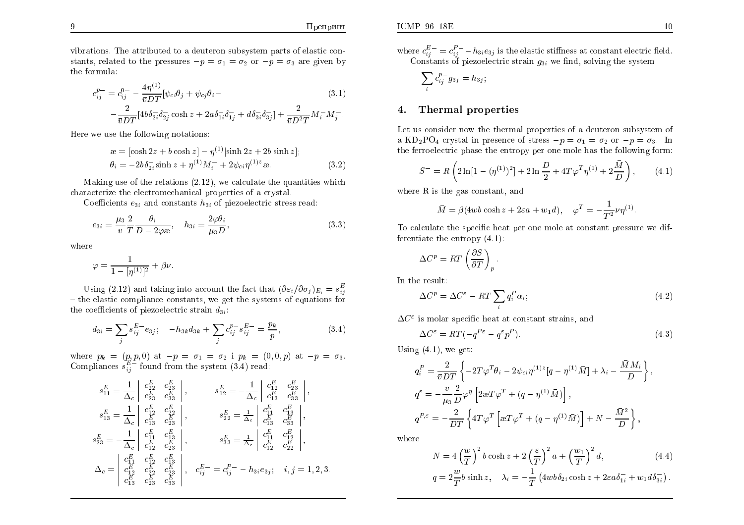vibrations. The attributed to a deuteron subsystem parts of elastic constants, related to the pressures $-p = \sigma_1 = \sigma_2$ or $-p = \sigma_3$ are given by the formula:

$$
\begin{aligned}
c_{ij}^{p-} = c_{ij}^{0-} - \frac{4\eta^{(1)}}{\bar{v}DT}[\psi_{ci}\theta_j + \psi_{cj}\theta_i - \\
- \frac{2}{\bar{v}DT}[4b\delta_{2i}^{-}\delta_{2j}^{-}\cosh z + 2a\delta_{1i}^{-}\delta_{1j}^{-} + d\delta_{3i}^{-}\delta_{3j}^{-}] + \frac{2}{\bar{v}D^2T}M_i^{-}M_j^{-}.
\end{aligned}
\tag{3.1}
$$

Here we use the following notations:

$$
\begin{aligned}
&æ = [\cosh 2z + b\cosh z] - \eta^{(1)}[\sinh 2z + 2b\sinh z]; \\
&\theta_i = -2b\delta_{2i}^{-}\sinh z + \eta^{(1)}M_i^{-} + 2\psi_{ci}\eta^{(1)z}æ.
\end{aligned}
\tag{3.2}
$$

Making use of the relations (2.12), we calculate the quantities which characterize the electromechanical properties of a crystal.

Coefficients $e_{3i}$ and constants $h_{3i}$ of piezoelectric stress read:

$$
e_{3i} = \frac{\mu_3}{v}\frac{2}{T}\frac{\theta_i}{D - 2\varphi æ}, \quad h_{3i} = \frac{2\varphi\theta_i}{\mu_3 D},
\tag{3.3}
$$

where

$$
\varphi = \frac{1}{1 - [\eta^{(1)}]^2} + \beta\nu.
$$

Using (2.12) and taking into account the fact that $(\partial\varepsilon_i/\partial\sigma_j)_{E_i} = s_{ij}^E$ – the elastic compliance constants, we get the systems of equations for the coefficients of piezoelectric strain $d_{3i}$:

$$
d_{3i} = \sum_j s_{ij}^{E-} e_{3j}; \quad -h_{3k}d_{3k} + \sum_j c_{ij}^{p-} s_{ij}^{E-} = \frac{p_k}{p},
\tag{3.4}
$$

where $p_k = (p, p, 0)$ at $-p = \sigma_1 = \sigma_2$ i $p_k = (0, 0, p)$ at $-p = \sigma_3$. Compliances $s_{ij}^{E-}$ found from the system (3.4) read:

$$
s_{11}^E = \frac{1}{\Delta_c}\begin{vmatrix} c_{22}^E & c_{23}^E \\ c_{23}^E & c_{33}^E \end{vmatrix}, \qquad s_{12}^E = -\frac{1}{\Delta_c}\begin{vmatrix} c_{12}^E & c_{23}^E \\ c_{13}^E & c_{33}^E \end{vmatrix},
$$

$$
s_{13}^E = \frac{1}{\Delta_c}\begin{vmatrix} c_{12}^E & c_{22}^E \\ c_{13}^E & c_{23}^E \end{vmatrix}, \qquad s_{22}^E = \frac{1}{\Delta_c}\begin{vmatrix} c_{11}^E & c_{13}^E \\ c_{13}^E & c_{33}^E \end{vmatrix},
$$

$$
s_{23}^E = -\frac{1}{\Delta_c}\begin{vmatrix} c_{11}^E & c_{13}^E \\ c_{12}^E & c_{23}^E \end{vmatrix}, \qquad s_{33}^E = \frac{1}{\Delta_c}\begin{vmatrix} c_{11}^E & c_{12}^E \\ c_{12}^E & c_{22}^E \end{vmatrix},
$$

$$
\Delta_c = \begin{vmatrix} c_{11}^E & c_{12}^E & c_{13}^E \\ c_{12}^E & c_{22}^E & c_{23}^E \\ c_{13}^E & c_{23}^E & c_{33}^E \end{vmatrix}, \quad c_{ij}^{E-} = c_{ij}^{P-} - h_{3i}e_{3j}; \quad i, j = 1, 2, 3.
$$

where $c_{ij}^{E-} = c_{ij}^{P-} - h_{3i}e_{3j}$ is the elastic stiffness at constant electric field.

Constants of piezoelectric strain $g_{3i}$ we find, solving the system

$$
\sum_i c_{ij}^{p-} g_{3j} = h_{3j};
$$

## 4. Thermal properties

Let us consider now the thermal properties of a deuteron subsystem of a $KD_2PO_4$ crystal in presence of stress $-p = \sigma_1 = \sigma_2$ or $-p = \sigma_3$. In the ferroelectric phase the entropy per one mole has the following form:

$$
S^{-} = R\left(2\ln[1 - (\eta^{(1)})^2] + 2\ln\frac{D}{2} + 4T\varphi^T\eta^{(1)} + 2\frac{\bar{M}}{D}\right),
\tag{4.1}
$$

where R is the gas constant, and

$$
\bar{M} = \beta(4wb\cosh z + 2\varepsilon a + w_1 d), \quad \varphi^T = -\frac{1}{T^2}\nu\eta^{(1)}.
$$

To calculate the specific heat per one mole at constant pressure we differentiate the entropy (4.1):

$$
\Delta C^p = RT\left(\frac{\partial S}{\partial T}\right)_p.
$$

In the result:

$$
\Delta C^p = \Delta C^\varepsilon - RT\sum_i q_i^P \alpha_i;
\tag{4.2}
$$

$\Delta C^\varepsilon$ is molar specific heat at constant strains, and

$$
\Delta C^\varepsilon = RT(-q^{P\varepsilon} - q^\varepsilon p^P).
\tag{4.3}
$$

Using (4.1), we get:

$$
\begin{aligned}
&q_i^P = \frac{2}{\bar{v}DT}\left\{-2T\varphi^T\theta_i - 2\psi_{ci}\eta^{(1)z}[q - \eta^{(1)}\bar{M}] + \lambda_i - \frac{\bar{M}M_i}{D}\right\}, \\
&q^\varepsilon = -\frac{v}{\mu_3}\frac{2}{D}\varphi^\eta\left[2æT\varphi^T + (q - \eta^{(1)}\bar{M})\right], \\
&q^{P,\varepsilon} = -\frac{2}{DT}\left\{4T\varphi^T\left[æT\varphi^T + (q - \eta^{(1)}\bar{M})\right] + N - \frac{\bar{M}^2}{D}\right\},
\end{aligned}
$$

where

$$
\begin{aligned}
&N = 4\left(\frac{w}{T}\right)^2 b\cosh z + 2\left(\frac{\varepsilon}{T}\right)^2 a + \left(\frac{w_1}{T}\right)^2 d, \\
&q = 2\frac{w}{T}b\sinh z, \quad \lambda_i = -\frac{1}{T}\left(4wb\delta_{2i}\cosh z + 2\varepsilon a\delta_{1i}^{-} + w_1 d\delta_{3i}^{-}\right).
\end{aligned}
\tag{4.4}
$$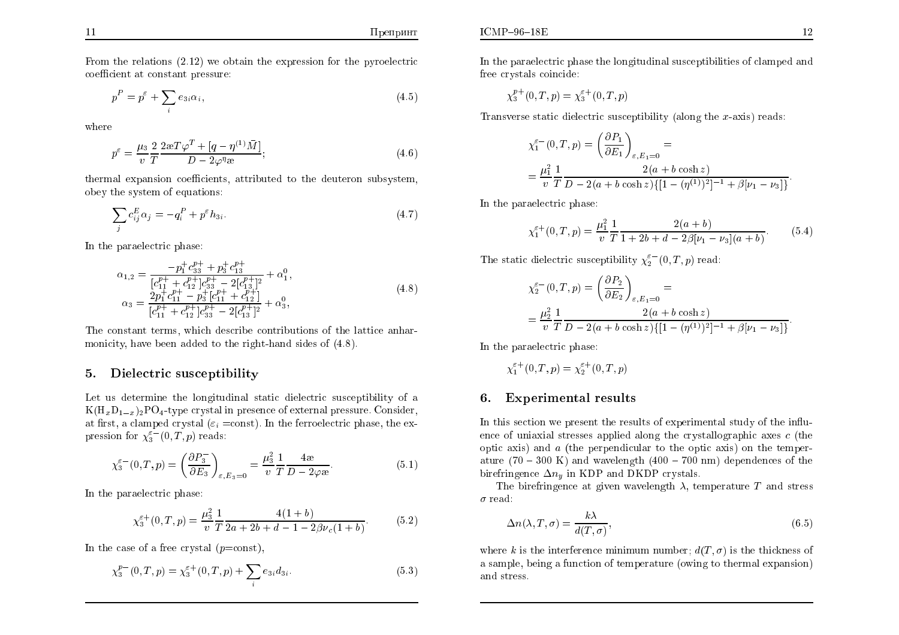From the relations (2.12) we obtain the expression for the pyroelectric coefficient at constant pressure:

$$p^P = p^\varepsilon + \sum_i e_{3i}\alpha_i, \tag{4.5}$$

where

$$p^\varepsilon = \frac{\mu_3}{v}\frac{2}{T}\frac{2æ T\varphi^T + [q - \eta^{(1)}\bar{M}]}{D - 2\varphi^\eta æ}; \tag{4.6}$$

thermal expansion coefficients, attributed to the deuteron subsystem, obey the system of equations:

$$\sum_j c_{ij}^E \alpha_j = -q_i^P + p^\varepsilon h_{3i}. \tag{4.7}$$

In the paraelectric phase:

$$\begin{aligned} \alpha_{1,2} &= \frac{-p_1^+ c_{33}^{p+} + p_3^+ c_{13}^{p+}}{[c_{11}^{p+} + c_{12}^{p+}]c_{33}^{p+} - 2[c_{13}^{p+}]^2} + \alpha_1^0, \\ \alpha_3 &= \frac{2p_1^+ c_{11}^{p+} - p_3^+ [c_{11}^{p+} + c_{12}^{p+}]}{[c_{11}^{p+} + c_{12}^{p+}]c_{33}^{p+} - 2[c_{13}^{p+}]^2} + \alpha_3^0, \end{aligned} \tag{4.8}$$

The constant terms, which describe contributions of the lattice anharmonicity, have been added to the right-hand sides of (4.8).

## 5. Dielectric susceptibility

Let us determine the longitudinal static dielectric susceptibility of a $K(H_xD_{1-x})_2PO_4$-type crystal in presence of external pressure. Consider, at first, a clamped crystal ($\varepsilon_i$ =const). In the ferroelectric phase, the expression for $\chi_3^{\varepsilon -}(0,T,p)$ reads:

$$\chi_3^{\varepsilon -}(0,T,p) = \left(\frac{\partial P_3^-}{\partial E_3}\right)_{\varepsilon, E_3=0} = \frac{\mu_3^2}{v}\frac{1}{T}\frac{4æ}{D - 2\varphi æ}. \tag{5.1}$$

In the paraelectric phase:

$$\chi_3^{\varepsilon +}(0,T,p) = \frac{\mu_3^2}{v}\frac{1}{T}\frac{4(1+b)}{2a + 2b + d - 1 - 2\beta\nu_c(1+b)}. \tag{5.2}$$

In the case of a free crystal ($p$=const),

$$\chi_3^{p-}(0,T,p) = \chi_3^{\varepsilon +}(0,T,p) + \sum_i e_{3i}d_{3i}. \tag{5.3}$$

In the paraelectric phase the longitudinal susceptibilities of clamped and free crystals coincide:

$$\chi_3^{p+}(0,T,p) = \chi_3^{\varepsilon +}(0,T,p)$$

Transverse static dielectric susceptibility (along the $x$-axis) reads:

$$\begin{aligned} \chi_1^{\varepsilon -}(0,T,p) &= \left(\frac{\partial P_1}{\partial E_1}\right)_{\varepsilon, E_1=0} = \\ &= \frac{\mu_1^2}{v}\frac{1}{T}\frac{2(a + b\cosh z)}{D - 2(a + b\cosh z)\{[1 - (\eta^{(1)})^2]^{-1} + \beta[\nu_1 - \nu_3]\}}. \end{aligned}$$

In the paraelectric phase:

$$\chi_1^{\varepsilon +}(0,T,p) = \frac{\mu_1^2}{v}\frac{1}{T}\frac{2(a+b)}{1 + 2b + d - 2\beta[\nu_1 - \nu_3](a+b)}. \tag{5.4}$$

The static dielectric susceptibility $\chi_2^{\varepsilon -}(0,T,p)$ read:

$$\begin{aligned} \chi_2^{\varepsilon -}(0,T,p) &= \left(\frac{\partial P_2}{\partial E_2}\right)_{\varepsilon, E_1=0} = \\ &= \frac{\mu_2^2}{v}\frac{1}{T}\frac{2(a + b\cosh z)}{D - 2(a + b\cosh z)\{[1 - (\eta^{(1)})^2]^{-1} + \beta[\nu_1 - \nu_3]\}}. \end{aligned}$$

In the paraelectric phase:

$$\chi_1^{\varepsilon +}(0,T,p) = \chi_2^{\varepsilon +}(0,T,p)$$

## 6. Experimental results

In this section we present the results of experimental study of the influence of uniaxial stresses applied along the crystallographic axes $c$ (the optic axis) and $a$ (the perpendicular to the optic axis) on the temperature (70 – 300 K) and wavelength (400 – 700 nm) dependences of the birefringence $\Delta n_y$ in KDP and DKDP crystals.

The birefringence at given wavelength $\lambda$, temperature $T$ and stress $\sigma$ read:

$$\Delta n(\lambda, T, \sigma) = \frac{k\lambda}{d(T,\sigma)}, \tag{6.5}$$

where $k$ is the interference minimum number; $d(T,\sigma)$ is the thickness of a sample, being a function of temperature (owing to thermal expansion) and stress.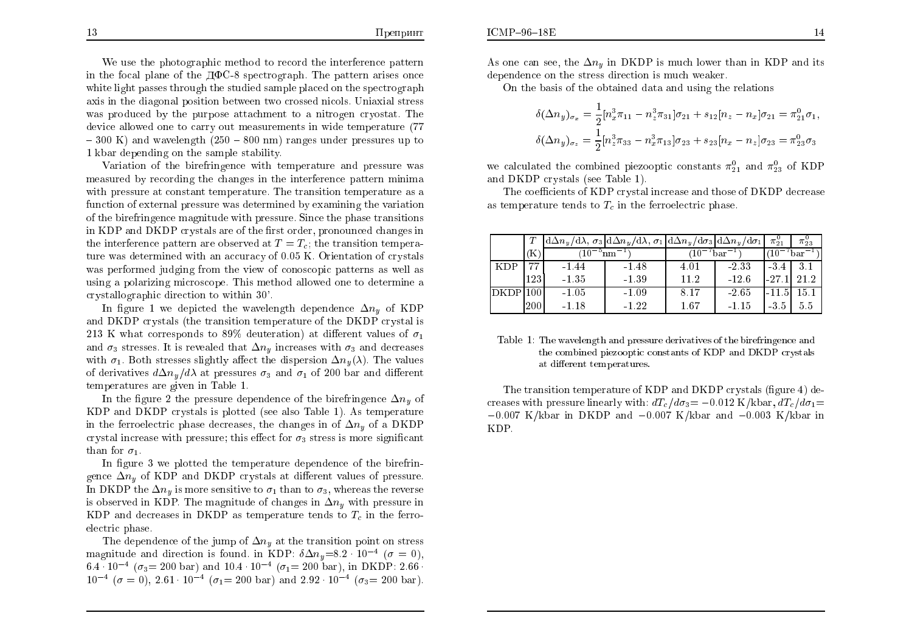We use the photographic method to record the interference pattern in the focal plane of the ДФС-8 spectrograph. The pattern arises once white light passes through the studied sample placed on the spectrograph axis in the diagonal position between two crossed nicols. Uniaxial stress was produced by the purpose attachment to a nitrogen cryostat. The device allowed one to carry out measurements in wide temperature (77 – 300 K) and wavelength (250 – 800 nm) ranges under pressures up to 1 kbar depending on the sample stability.

Variation of the birefringence with temperature and pressure was measured by recording the changes in the interference pattern minima with pressure at constant temperature. The transition temperature as a function of external pressure was determined by examining the variation of the birefringence magnitude with pressure. Since the phase transitions in KDP and DKDP crystals are of the first order, pronounced changes in the interference pattern are observed at $T = T_c$; the transition temperature was determined with an accuracy of 0.05 K. Orientation of crystals was performed judging from the view of conoscopic patterns as well as using a polarizing microscope. This method allowed one to determine a crystallographic direction to within 30'.

In figure 1 we depicted the wavelength dependence $\Delta n_y$ of KDP and DKDP crystals (the transition temperature of the DKDP crystal is 213 K what corresponds to 89% deuteration) at different values of $\sigma_1$ and $\sigma_3$ stresses. It is revealed that $\Delta n_y$ increases with $\sigma_3$ and decreases with $\sigma_1$. Both stresses slightly affect the dispersion $\Delta n_y(\lambda)$. The values of derivatives $d\Delta n_y/d\lambda$ at pressures $\sigma_3$ and $\sigma_1$ of 200 bar and different temperatures are given in Table 1.

In the figure 2 the pressure dependence of the birefringence $\Delta n_y$ of KDP and DKDP crystals is plotted (see also Table 1). As temperature in the ferroelectric phase decreases, the changes in of $\Delta n_y$ of a DKDP crystal increase with pressure; this effect for $\sigma_3$ stress is more significant than for $\sigma_1$.

In figure 3 we plotted the temperature dependence of the birefringence $\Delta n_y$ of KDP and DKDP crystals at different values of pressure. In DKDP the $\Delta n_y$ is more sensitive to $\sigma_1$ than to $\sigma_3$, whereas the reverse is observed in KDP. The magnitude of changes in $\Delta n_y$ with pressure in KDP and decreases in DKDP as temperature tends to $T_c$ in the ferroelectric phase.

The dependence of the jump of $\Delta n_y$ at the transition point on stress magnitude and direction is found. in KDP: $\delta\Delta n_y = 8.2 \cdot 10^{-4}$ ($\sigma = 0$), $6.4 \cdot 10^{-4}$ ($\sigma_3 = 200$ bar) and $10.4 \cdot 10^{-4}$ ($\sigma_1 = 200$ bar), in DKDP: $2.66 \cdot 10^{-4}$ ($\sigma = 0$), $2.61 \cdot 10^{-4}$ ($\sigma_1 = 200$ bar) and $2.92 \cdot 10^{-4}$ ($\sigma_3 = 200$ bar). As one can see, the $\Delta n_y$ in DKDP is much lower than in KDP and its dependence on the stress direction is much weaker.

On the basis of the obtained data and using the relations

$$\delta(\Delta n_y)_{\sigma_x} = \frac{1}{2}[n_x^3\pi_{11} - n_z^3\pi_{31}]\sigma_{21} + s_{12}[n_z - n_x]\sigma_{21} = \pi_{21}^0\sigma_1,$$

$$\delta(\Delta n_y)_{\sigma_z} = \frac{1}{2}[n_z^3\pi_{33} - n_x^3\pi_{13}]\sigma_{23} + s_{23}[n_x - n_z]\sigma_{23} = \pi_{23}^0\sigma_3$$

we calculated the combined piezooptic constants $\pi_{21}^0$ and $\pi_{23}^0$ of KDP and DKDP crystals (see Table 1).

The coefficients of KDP crystal increase and those of DKDP decrease as temperature tends to $T_c$ in the ferroelectric phase.

| | $T$ | $d\Delta n_y/d\lambda$, $\sigma_3$ | $d\Delta n_y/d\lambda$, $\sigma_1$ | $d\Delta n_y/d\sigma_3$ | $d\Delta n_y/d\sigma_1$ | $\pi_{21}^0$ | $\pi_{23}^0$ |
|---|---|---|---|---|---|---|---|
| | (K) | ($10^{-5}$nm$^{-1}$) | | ($10^{-7}$bar$^{-1}$) | | ($10^{-7}$bar$^{-1}$) | |
| KDP | 77 | -1.44 | -1.48 | 4.01 | -2.33 | -3.4 | 3.1 |
| | 123 | -1.35 | -1.39 | 11.2 | -12.6 | -27.1 | 21.2 |
| DKDP | 100 | -1.05 | -1.09 | 8.17 | -2.65 | -11.5 | 15.1 |
| | 200 | -1.18 | -1.22 | 1.67 | -1.15 | -3.5 | 5.5 |

Table 1: The wavelength and pressure derivatives of the birefringence and the combined piezooptic constants of KDP and DKDP crystals at different temperatures.

The transition temperature of KDP and DKDP crystals (figure 4) decreases with pressure linearly with: $dT_c/d\sigma_3 = -0.012$ K/kbar, $dT_c/d\sigma_1 = -0.007$ K/kbar in DKDP and $-0.007$ K/kbar and $-0.003$ K/kbar in KDP.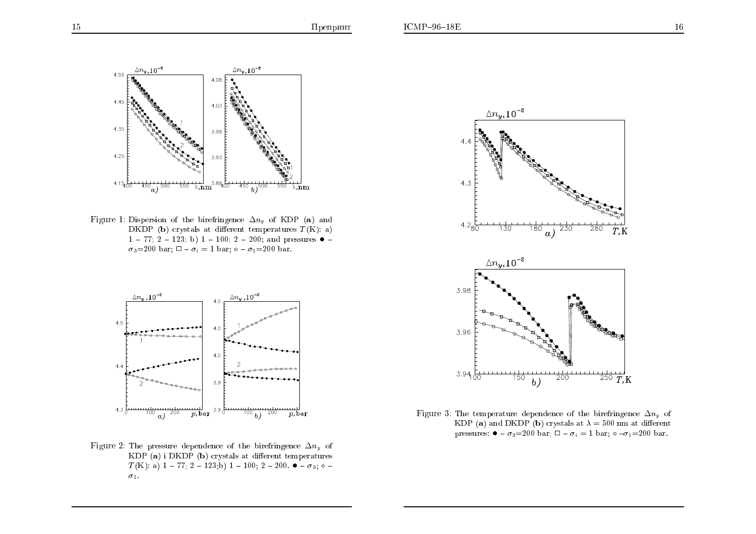Figure 1: Dispersion of the birefringence $\Delta n_y$ of KDP (**a**) and DKDP (**b**) crystals at different temperatures $T$(K): a) 1 – 77; 2 – 123; b) 1 – 100; 2 – 200; and pressures ● – $\sigma_3$=200 bar; □ – $\sigma_i = 1$ bar; ○ – $\sigma_1$=200 bar.

Figure 2: The pressure dependence of the birefringence $\Delta n_y$ of KDP (**a**) i DKDP (**b**) crystals at different temperatures $T$(K): a) 1 – 77; 2 – 123;b) 1 – 100; 2 – 200. ● – $\sigma_3$; ○ – $\sigma_1$.

Figure 3: The temperature dependence of the birefringence $\Delta n_y$ of KDP (**a**) and DKDP (**b**) crystals at $\lambda = 500$ nm at different pressures: ● – $\sigma_3$=200 bar; □ – $\sigma_i = 1$ bar; ○ –$\sigma_1$=200 bar.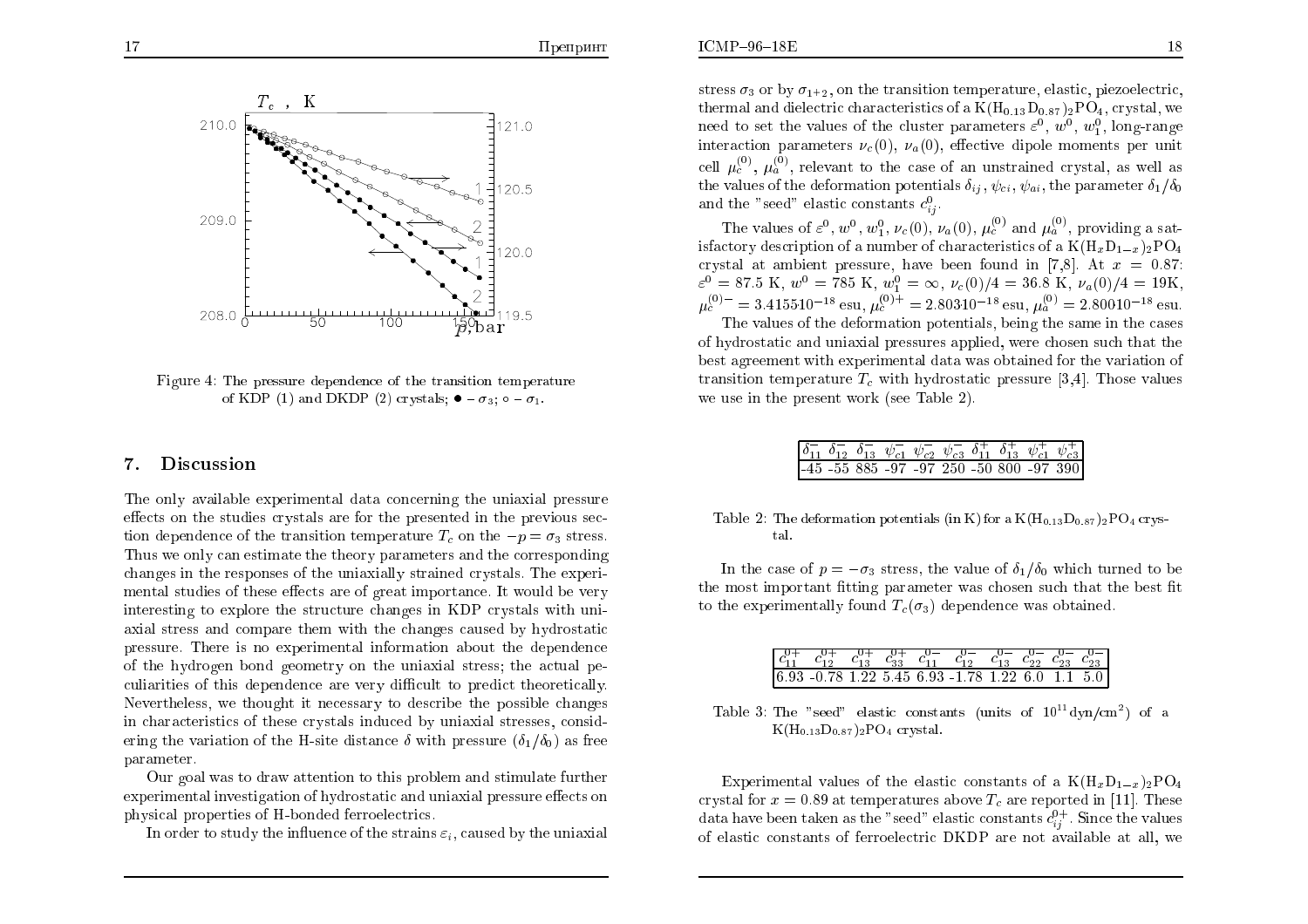Figure 4: The pressure dependence of the transition temperature of KDP (1) and DKDP (2) crystals; ● – $\sigma_3$; ○ – $\sigma_1$.

## 7. Discussion

The only available experimental data concerning the uniaxial pressure effects on the studies crystals are for the presented in the previous section dependence of the transition temperature $T_c$ on the $-p = \sigma_3$ stress. Thus we only can estimate the theory parameters and the corresponding changes in the responses of the uniaxially strained crystals. The experimental studies of these effects are of great importance. It would be very interesting to explore the structure changes in KDP crystals with uniaxial stress and compare them with the changes caused by hydrostatic pressure. There is no experimental information about the dependence of the hydrogen bond geometry on the uniaxial stress; the actual peculiarities of this dependence are very difficult to predict theoretically. Nevertheless, we thought it necessary to describe the possible changes in characteristics of these crystals induced by uniaxial stresses, considering the variation of the H-site distance $\delta$ with pressure ($\delta_1/\delta_0$) as free parameter.

Our goal was to draw attention to this problem and stimulate further experimental investigation of hydrostatic and uniaxial pressure effects on physical properties of H-bonded ferroelectrics.

In order to study the influence of the strains $\varepsilon_i$, caused by the uniaxial stress $\sigma_3$ or by $\sigma_{1+2}$, on the transition temperature, elastic, piezoelectric, thermal and dielectric characteristics of a $K(H_{0.13}D_{0.87})_2PO_4$, crystal, we need to set the values of the cluster parameters $\varepsilon^0$, $w^0$, $w_1^0$, long-range interaction parameters $\nu_c(0)$, $\nu_a(0)$, effective dipole moments per unit cell $\mu_c^{(0)}$, $\mu_a^{(0)}$, relevant to the case of an unstrained crystal, as well as the values of the deformation potentials $\delta_{ij}$, $\psi_{ci}$, $\psi_{ai}$, the parameter $\delta_1/\delta_0$ and the "seed" elastic constants $c_{ij}^0$.

The values of $\varepsilon^0$, $w^0$, $w_1^0$, $\nu_c(0)$, $\nu_a(0)$, $\mu_c^{(0)}$ and $\mu_a^{(0)}$, providing a satisfactory description of a number of characteristics of a $K(H_xD_{1-x})_2PO_4$ crystal at ambient pressure, have been found in [7,8]. At $x = 0.87$: $\varepsilon^0 = 87.5$ K, $w^0 = 785$ K, $w_1^0 = \infty$, $\nu_c(0)/4 = 36.8$ K, $\nu_a(0)/4 = 19$K, $\mu_c^{(0)-} = 3.41551 0^{-18}$ esu, $\mu_c^{(0)+} = 2.80310^{-18}$ esu, $\mu_a^{(0)} = 2.80010^{-18}$ esu.

The values of the deformation potentials, being the same in the cases of hydrostatic and uniaxial pressures applied, were chosen such that the best agreement with experimental data was obtained for the variation of transition temperature $T_c$ with hydrostatic pressure [3,4]. Those values we use in the present work (see Table 2).

| $\delta_{11}^-$ | $\delta_{12}^-$ | $\delta_{13}^-$ | $\psi_{c1}^-$ | $\psi_{c2}^-$ | $\psi_{c3}^-$ | $\delta_{11}^+$ | $\delta_{13}^+$ | $\psi_{c1}^+$ | $\psi_{c3}^+$ |
|---|---|---|---|---|---|---|---|---|---|
| -45 | -55 | 885 | -97 | -97 | 250 | -50 | 800 | -97 | 390 |

Table 2: The deformation potentials (in K) for a $K(H_{0.13}D_{0.87})_2PO_4$ crystal.

In the case of $p = -\sigma_3$ stress, the value of $\delta_1/\delta_0$ which turned to be the most important fitting parameter was chosen such that the best fit to the experimentally found $T_c(\sigma_3)$ dependence was obtained.

| $c_{11}^{0+}$ | $c_{12}^{0+}$ | $c_{13}^{0+}$ | $c_{33}^{0+}$ | $c_{11}^{0-}$ | $c_{12}^{0-}$ | $c_{13}^{0-}$ | $c_{22}^{0-}$ | $c_{23}^{0-}$ | $c_{23}^{0-}$ |
|---|---|---|---|---|---|---|---|---|---|
| 6.93 | -0.78 | 1.22 | 5.45 | 6.93 | -1.78 | 1.22 | 6.0 | 1.1 | 5.0 |

Table 3: The "seed" elastic constants (units of $10^{11}$ dyn/cm$^2$) of a $K(H_{0.13}D_{0.87})_2PO_4$ crystal.

Experimental values of the elastic constants of a $K(H_xD_{1-x})_2PO_4$ crystal for $x = 0.89$ at temperatures above $T_c$ are reported in [11]. These data have been taken as the "seed" elastic constants $c_{ij}^{0+}$. Since the values of elastic constants of ferroelectric DKDP are not available at all, we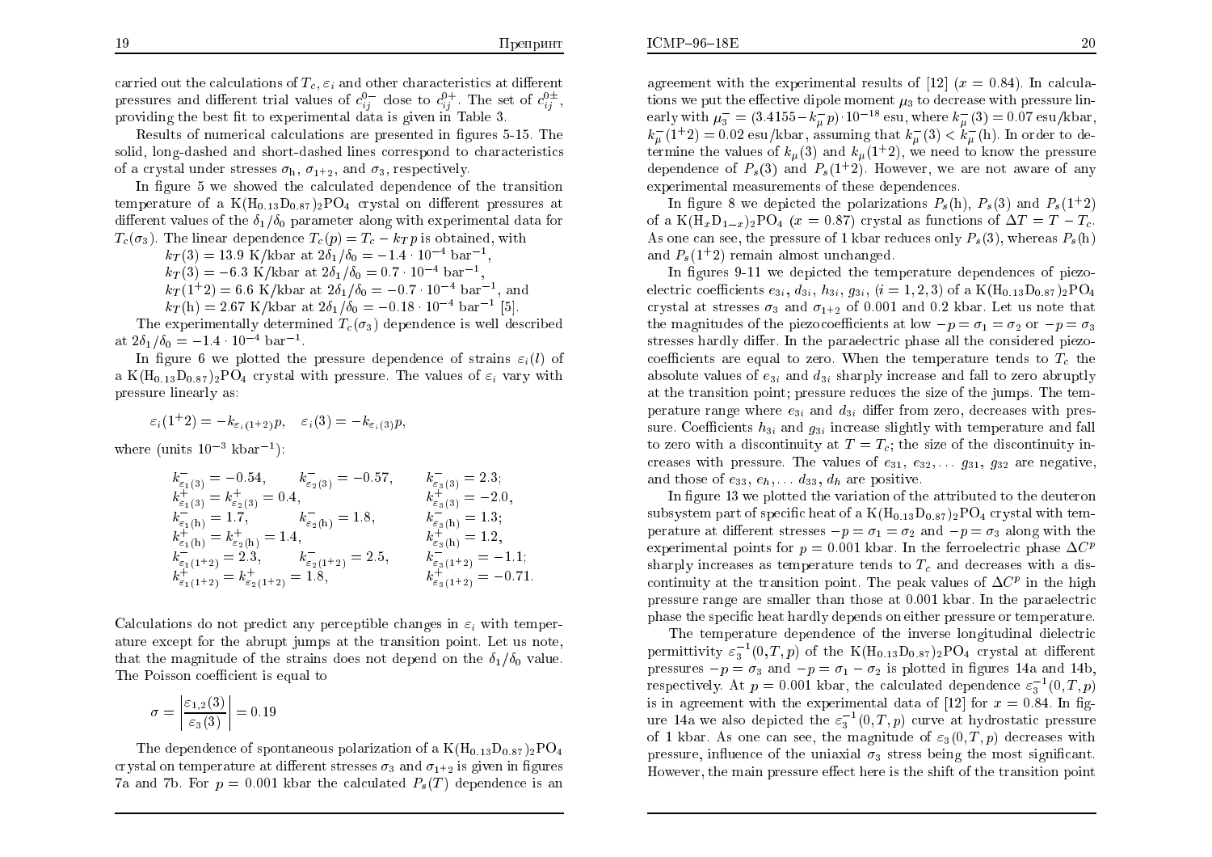carried out the calculations of $T_c, \varepsilon_i$ and other characteristics at different pressures and different trial values of $c_{ij}^{0-}$ close to $c_{ij}^{0+}$. The set of $c_{ij}^{0\pm}$, providing the best fit to experimental data is given in Table 3.

Results of numerical calculations are presented in figures 5-15. The solid, long-dashed and short-dashed lines correspond to characteristics of a crystal under stresses $\sigma_{\rm h}$, $\sigma_{1+2}$, and $\sigma_3$, respectively.

In figure 5 we showed the calculated dependence of the transition temperature of a $K(H_{0.13}D_{0.87})_2PO_4$ crystal on different pressures at different values of the $\delta_1/\delta_0$ parameter along with experimental data for $T_c(\sigma_3)$. The linear dependence $T_c(p) = T_c - k_T p$ is obtained, with

$k_T(3) = 13.9$ K/kbar at $2\delta_1/\delta_0 = -1.4 \cdot 10^{-4}$ bar$^{-1}$,
$k_T(3) = -6.3$ K/kbar at $2\delta_1/\delta_0 = 0.7 \cdot 10^{-4}$ bar$^{-1}$,
$k_T(1^+2) = 6.6$ K/kbar at $2\delta_1/\delta_0 = -0.7 \cdot 10^{-4}$ bar$^{-1}$, and
$k_T(\mathrm{h}) = 2.67$ K/kbar at $2\delta_1/\delta_0 = -0.18 \cdot 10^{-4}$ bar$^{-1}$ [5].

The experimentally determined $T_c(\sigma_3)$ dependence is well described at $2\delta_1/\delta_0 = -1.4 \cdot 10^{-4}$ bar$^{-1}$.

In figure 6 we plotted the pressure dependence of strains $\varepsilon_i(l)$ of a $K(H_{0.13}D_{0.87})_2PO_4$ crystal with pressure. The values of $\varepsilon_i$ vary with pressure linearly as:

$$\varepsilon_i(1^+2) = -k_{\varepsilon_i(1+2)} p, \quad \varepsilon_i(3) = -k_{\varepsilon_i(3)} p,$$

where (units $10^{-3}$ kbar$^{-1}$):

$$
\begin{array}{lll}
k^-_{\varepsilon_1(3)} = -0.54, & k^-_{\varepsilon_2(3)} = -0.57, & k^-_{\varepsilon_3(3)} = 2.3; \\
k^+_{\varepsilon_1(3)} = k^+_{\varepsilon_2(3)} = 0.4, & & k^+_{\varepsilon_3(3)} = -2.0, \\
k^-_{\varepsilon_1(\mathrm{h})} = 1.7, & k^-_{\varepsilon_2(\mathrm{h})} = 1.8, & k^-_{\varepsilon_3(\mathrm{h})} = 1.3; \\
k^+_{\varepsilon_1(\mathrm{h})} = k^+_{\varepsilon_2(\mathrm{h})} = 1.4, & & k^+_{\varepsilon_3(\mathrm{h})} = 1.2, \\
k^-_{\varepsilon_1(1+2)} = 2.3, & k^-_{\varepsilon_2(1+2)} = 2.5, & k^-_{\varepsilon_3(1+2)} = -1.1; \\
k^+_{\varepsilon_1(1+2)} = k^+_{\varepsilon_2(1+2)} = 1.8, & & k^+_{\varepsilon_3(1+2)} = -0.71.
\end{array}
$$

Calculations do not predict any perceptible changes in $\varepsilon_i$ with temperature except for the abrupt jumps at the transition point. Let us note, that the magnitude of the strains does not depend on the $\delta_1/\delta_0$ value. The Poisson coefficient is equal to

$$\sigma = \left| \frac{\varepsilon_{1,2}(3)}{\varepsilon_3(3)} \right| = 0.19$$

The dependence of spontaneous polarization of a $K(H_{0.13}D_{0.87})_2PO_4$ crystal on temperature at different stresses $\sigma_3$ and $\sigma_{1+2}$ is given in figures 7a and 7b. For $p = 0.001$ kbar the calculated $P_s(T)$ dependence is an agreement with the experimental results of [12] ($x = 0.84$). In calculations we put the effective dipole moment $\mu_3$ to decrease with pressure linearly with $\mu_3^- = (3.4155 - k_\mu^- p) \cdot 10^{-18}$ esu, where $k_\mu^-(3) = 0.07$ esu/kbar, $k_\mu^-(1^+2) = 0.02$ esu/kbar, assuming that $k_\mu^-(3) < k_\mu^-(\mathrm{h})$. In order to determine the values of $k_\mu(3)$ and $k_\mu(1^+2)$, we need to know the pressure dependence of $P_s(3)$ and $P_s(1^+2)$. However, we are not aware of any experimental measurements of these dependences.

In figure 8 we depicted the polarizations $P_s(\mathrm{h})$, $P_s(3)$ and $P_s(1^+2)$ of a $K(H_xD_{1-x})_2PO_4$ ($x = 0.87$) crystal as functions of $\Delta T = T - T_c$. As one can see, the pressure of 1 kbar reduces only $P_s(3)$, whereas $P_s(\mathrm{h})$ and $P_s(1^+2)$ remain almost unchanged.

In figures 9-11 we depicted the temperature dependences of piezoelectric coefficients $e_{3i}$, $d_{3i}$, $h_{3i}$, $g_{3i}$, $(i = 1, 2, 3)$ of a $K(H_{0.13}D_{0.87})_2PO_4$ crystal at stresses $\sigma_3$ and $\sigma_{1+2}$ of 0.001 and 0.2 kbar. Let us note that the magnitudes of the piezocoefficients at low $-p = \sigma_1 = \sigma_2$ or $-p = \sigma_3$ stresses hardly differ. In the paraelectric phase all the considered piezocoefficients are equal to zero. When the temperature tends to $T_c$ the absolute values of $e_{3i}$ and $d_{3i}$ sharply increase and fall to zero abruptly at the transition point; pressure reduces the size of the jumps. The temperature range where $e_{3i}$ and $d_{3i}$ differ from zero, decreases with pressure. Coefficients $h_{3i}$ and $g_{3i}$ increase slightly with temperature and fall to zero with a discontinuity at $T = T_c$; the size of the discontinuity increases with pressure. The values of $e_{31}$, $e_{32}, \ldots$ $g_{31}$, $g_{32}$ are negative, and those of $e_{33}$, $e_h, \ldots$ $d_{33}$, $d_h$ are positive.

In figure 13 we plotted the variation of the attributed to the deuteron subsystem part of specific heat of a $K(H_{0.13}D_{0.87})_2PO_4$ crystal with temperature at different stresses $-p = \sigma_1 = \sigma_2$ and $-p = \sigma_3$ along with the experimental points for $p = 0.001$ kbar. In the ferroelectric phase $\Delta C^p$ sharply increases as temperature tends to $T_c$ and decreases with a discontinuity at the transition point. The peak values of $\Delta C^p$ in the high pressure range are smaller than those at 0.001 kbar. In the paraelectric phase the specific heat hardly depends on either pressure or temperature.

The temperature dependence of the inverse longitudinal dielectric permittivity $\varepsilon_3^{-1}(0, T, p)$ of the $K(H_{0.13}D_{0.87})_2PO_4$ crystal at different pressures $-p = \sigma_3$ and $-p = \sigma_1 - \sigma_2$ is plotted in figures 14a and 14b, respectively. At $p = 0.001$ kbar, the calculated dependence $\varepsilon_3^{-1}(0, T, p)$ is in agreement with the experimental data of [12] for $x = 0.84$. In figure 14a we also depicted the $\varepsilon_3^{-1}(0, T, p)$ curve at hydrostatic pressure of 1 kbar. As one can see, the magnitude of $\varepsilon_3(0, T, p)$ decreases with pressure, influence of the uniaxial $\sigma_3$ stress being the most significant. However, the main pressure effect here is the shift of the transition point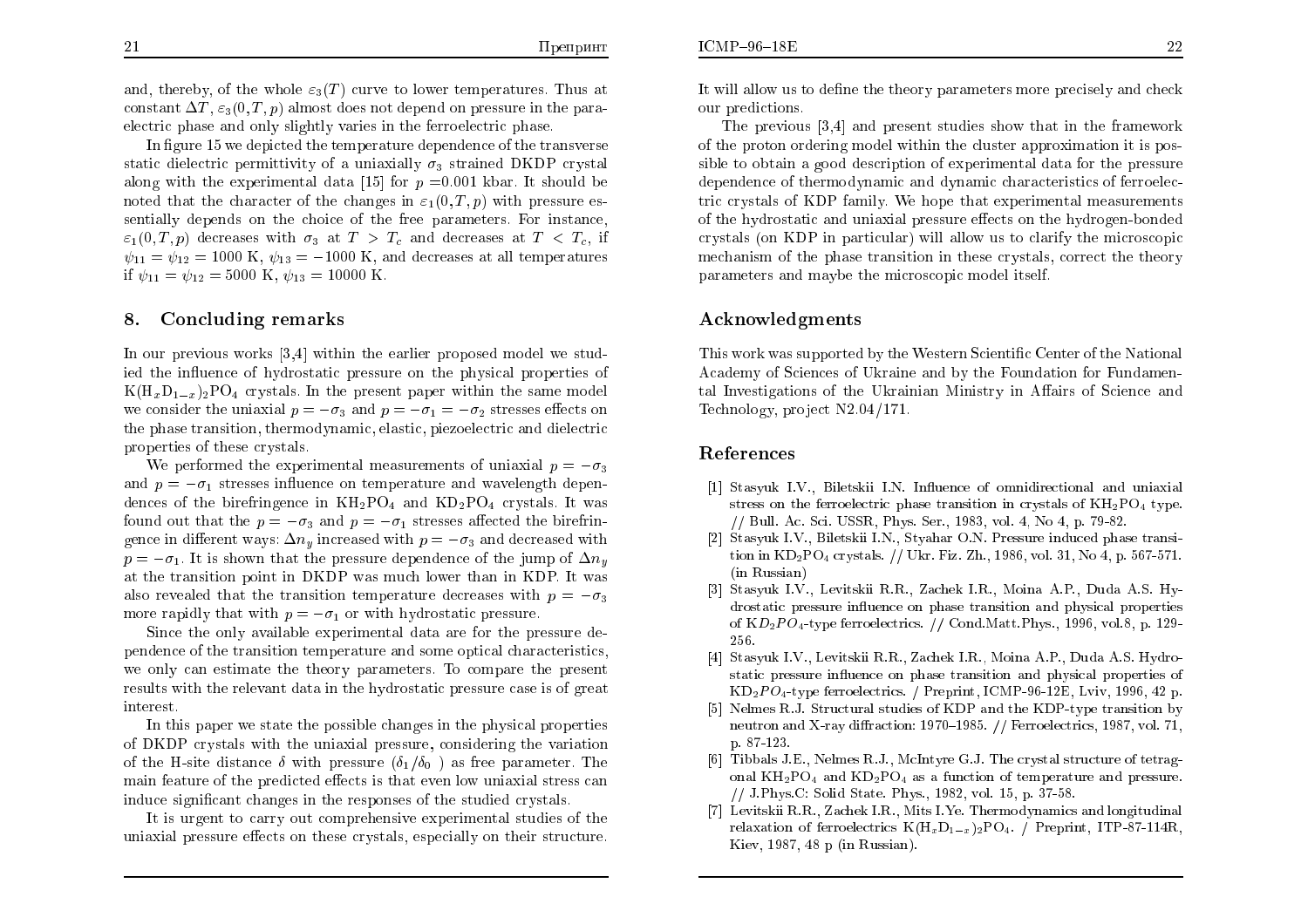and, thereby, of the whole $\varepsilon_3(T)$ curve to lower temperatures. Thus at constant $\Delta T$, $\varepsilon_3(0,T,p)$ almost does not depend on pressure in the paraelectric phase and only slightly varies in the ferroelectric phase.

In figure 15 we depicted the temperature dependence of the transverse static dielectric permittivity of a uniaxially $\sigma_3$ strained DKDP crystal along with the experimental data [15] for $p$ =0.001 kbar. It should be noted that the character of the changes in $\varepsilon_1(0,T,p)$ with pressure essentially depends on the choice of the free parameters. For instance, $\varepsilon_1(0,T,p)$ decreases with $\sigma_3$ at $T > T_c$ and decreases at $T < T_c$, if $\psi_{11} = \psi_{12} = 1000$ K, $\psi_{13} = -1000$ K, and decreases at all temperatures if $\psi_{11} = \psi_{12} = 5000$ K, $\psi_{13} = 10000$ K.

## 8. Concluding remarks

In our previous works [3,4] within the earlier proposed model we studied the influence of hydrostatic pressure on the physical properties of $K(H_xD_{1-x})_2PO_4$ crystals. In the present paper within the same model we consider the uniaxial $p = -\sigma_3$ and $p = -\sigma_1 = -\sigma_2$ stresses effects on the phase transition, thermodynamic, elastic, piezoelectric and dielectric properties of these crystals.

We performed the experimental measurements of uniaxial $p = -\sigma_3$ and $p = -\sigma_1$ stresses influence on temperature and wavelength dependences of the birefringence in $KH_2PO_4$ and $KD_2PO_4$ crystals. It was found out that the $p = -\sigma_3$ and $p = -\sigma_1$ stresses affected the birefringence in different ways: $\Delta n_y$ increased with $p = -\sigma_3$ and decreased with $p = -\sigma_1$. It is shown that the pressure dependence of the jump of $\Delta n_y$ at the transition point in DKDP was much lower than in KDP. It was also revealed that the transition temperature decreases with $p = -\sigma_3$ more rapidly that with $p = -\sigma_1$ or with hydrostatic pressure.

Since the only available experimental data are for the pressure dependence of the transition temperature and some optical characteristics, we only can estimate the theory parameters. To compare the present results with the relevant data in the hydrostatic pressure case is of great interest.

In this paper we state the possible changes in the physical properties of DKDP crystals with the uniaxial pressure, considering the variation of the H-site distance $\delta$ with pressure ($\delta_1/\delta_0$ ) as free parameter. The main feature of the predicted effects is that even low uniaxial stress can induce significant changes in the responses of the studied crystals.

It is urgent to carry out comprehensive experimental studies of the uniaxial pressure effects on these crystals, especially on their structure. It will allow us to define the theory parameters more precisely and check our predictions.

The previous [3,4] and present studies show that in the framework of the proton ordering model within the cluster approximation it is possible to obtain a good description of experimental data for the pressure dependence of thermodynamic and dynamic characteristics of ferroelectric crystals of KDP family. We hope that experimental measurements of the hydrostatic and uniaxial pressure effects on the hydrogen-bonded crystals (on KDP in particular) will allow us to clarify the microscopic mechanism of the phase transition in these crystals, correct the theory parameters and maybe the microscopic model itself.

## Acknowledgments

This work was supported by the Western Scientific Center of the National Academy of Sciences of Ukraine and by the Foundation for Fundamental Investigations of the Ukrainian Ministry in Affairs of Science and Technology, project N2.04/171.

## References

[1] Stasyuk I.V., Biletskii I.N. Influence of omnidirectional and uniaxial stress on the ferroelectric phase transition in crystals of $KH_2PO_4$ type. // Bull. Ac. Sci. USSR, Phys. Ser., 1983, vol. 4, No 4, p. 79-82.

[2] Stasyuk I.V., Biletskii I.N., Styahar O.N. Pressure induced phase transition in $KD_2PO_4$ crystals. // Ukr. Fiz. Zh., 1986, vol. 31, No 4, p. 567-571. (in Russian)

[3] Stasyuk I.V., Levitskii R.R., Zachek I.R., Moina A.P., Duda A.S. Hydrostatic pressure influence on phase transition and physical properties of $KD_2PO_4$-type ferroelectrics. // Cond.Matt.Phys., 1996, vol.8, p. 129-256.

[4] Stasyuk I.V., Levitskii R.R., Zachek I.R., Moina A.P., Duda A.S. Hydrostatic pressure influence on phase transition and physical properties of $KD_2PO_4$-type ferroelectrics. / Preprint, ICMP-96-12E, Lviv, 1996, 42 p.

[5] Nelmes R.J. Structural studies of KDP and the KDP-type transition by neutron and X-ray diffraction: 1970–1985. // Ferroelectrics, 1987, vol. 71, p. 87-123.

[6] Tibbals J.E., Nelmes R.J., McIntyre G.J. The crystal structure of tetragonal $KH_2PO_4$ and $KD_2PO_4$ as a function of temperature and pressure. // J.Phys.C: Solid State. Phys., 1982, vol. 15, p. 37-58.

[7] Levitskii R.R., Zachek I.R., Mits I.Ye. Thermodynamics and longitudinal relaxation of ferroelectrics $K(H_xD_{1-x})_2PO_4$. / Preprint, ITP-87-114R, Kiev, 1987, 48 p (in Russian).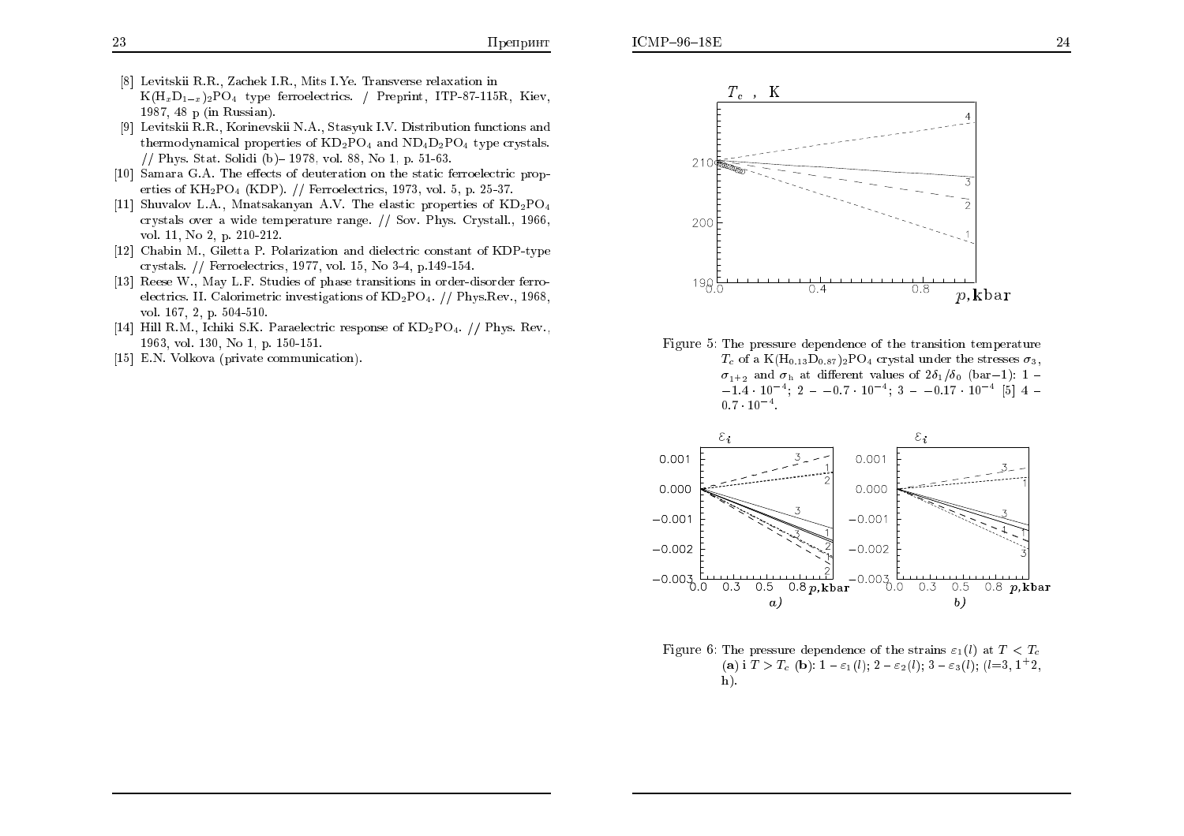[8] Levitskii R.R., Zachek I.R., Mits I.Ye. Transverse relaxation in $K(H_xD_{1-x})_2PO_4$ type ferroelectrics. / Preprint, ITP-87-115R, Kiev, 1987, 48 p (in Russian).

[9] Levitskii R.R., Korinevskii N.A., Stasyuk I.V. Distribution functions and thermodynamical properties of $KD_2PO_4$ and $ND_4D_2PO_4$ type crystals. // Phys. Stat. Solidi (b)– 1978, vol. 88, No 1, p. 51-63.

[10] Samara G.A. The effects of deuteration on the static ferroelectric properties of $KH_2PO_4$ (KDP). // Ferroelectrics, 1973, vol. 5, p. 25-37.

[11] Shuvalov L.A., Mnatsakanyan A.V. The elastic properties of $KD_2PO_4$ crystals over a wide temperature range. // Sov. Phys. Crystall., 1966, vol. 11, No 2, p. 210-212.

[12] Chabin M., Giletta P. Polarization and dielectric constant of KDP-type crystals. // Ferroelectrics, 1977, vol. 15, No 3-4, p.149-154.

[13] Reese W., May L.F. Studies of phase transitions in order-disorder ferroelectrics. II. Calorimetric investigations of $KD_2PO_4$. // Phys.Rev., 1968, vol. 167, 2, p. 504-510.

[14] Hill R.M., Ichiki S.K. Paraelectric response of $KD_2PO_4$. // Phys. Rev., 1963, vol. 130, No 1, p. 150-151.

[15] E.N. Volkova (private communication).

Figure 5: The pressure dependence of the transition temperature $T_c$ of a $K(H_{0.13}D_{0.87})_2PO_4$ crystal under the stresses $\sigma_3$, $\sigma_{1+2}$ and $\sigma_h$ at different values of $2\delta_1/\delta_0$ (bar−1): 1 – $-1.4 \cdot 10^{-4}$; 2 – $-0.7 \cdot 10^{-4}$; 3 – $-0.17 \cdot 10^{-4}$ [5] 4 – $0.7 \cdot 10^{-4}$.

Figure 6: The pressure dependence of the strains $\varepsilon_1(l)$ at $T < T_c$ (**a**) i $T > T_c$ (**b**): 1 – $\varepsilon_1(l)$; 2 – $\varepsilon_2(l)$; 3 – $\varepsilon_3(l)$; ($l$=3, 1+2, h).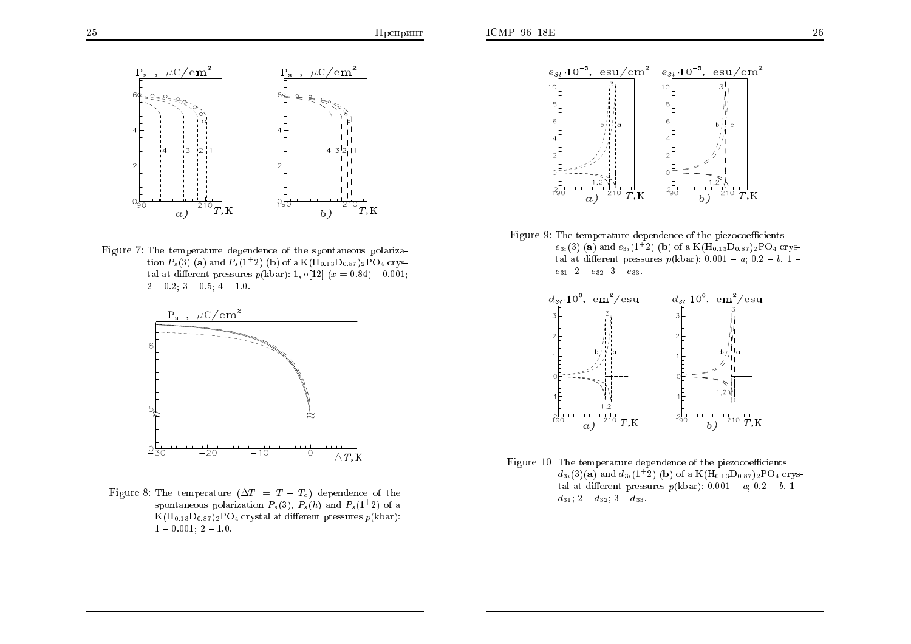Figure 7: The temperature dependence of the spontaneous polarization $P_s(3)$ (**a**) and $P_s(1^+2)$ (**b**) of a $K(H_{0.13}D_{0.87})_2PO_4$ crystal at different pressures $p$(kbar): 1, ∘[12] ($x = 0.84$) – 0.001; 2 – 0.2; 3 – 0.5; 4 – 1.0.

Figure 8: The temperature ($\Delta T = T - T_c$) dependence of the spontaneous polarization $P_s(3)$, $P_s(h)$ and $P_s(1^+2)$ of a $K(H_{0.13}D_{0.87})_2PO_4$ crystal at different pressures $p$(kbar): 1 – 0.001; 2 – 1.0.

Figure 9: The temperature dependence of the piezocoefficients $e_{3i}(3)$ (**a**) and $e_{3i}(1^+2)$ (**b**) of a $K(H_{0.13}D_{0.87})_2PO_4$ crystal at different pressures $p$(kbar): 0.001 – *a*; 0.2 – *b*. 1 – $e_{31}$; 2 – $e_{32}$; 3 – $e_{33}$.

Figure 10: The temperature dependence of the piezocoefficients $d_{3i}(3)$(**a**) and $d_{3i}(1^+2)$ (**b**) of a $K(H_{0.13}D_{0.87})_2PO_4$ crystal at different pressures $p$(kbar): 0.001 – *a*; 0.2 – *b*. 1 – $d_{31}$; 2 – $d_{32}$; 3 – $d_{33}$.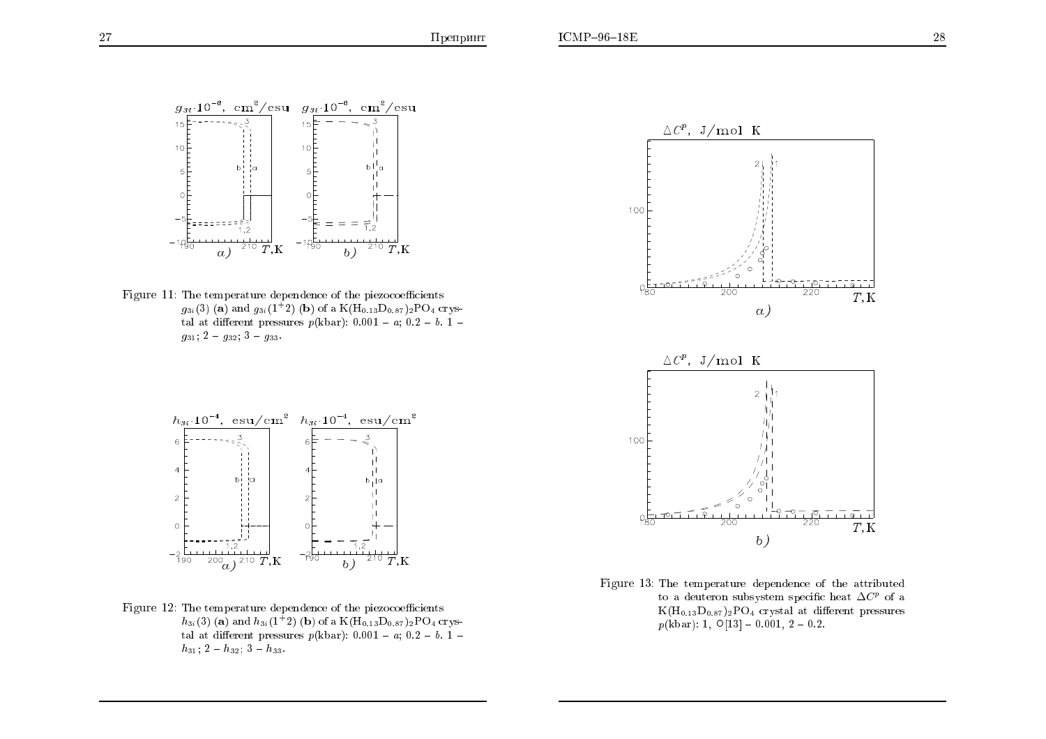Figure 11: The temperature dependence of the piezocoefficients $g_{3i}(3)$ (**a**) and $g_{3i}(1{+}2)$ (**b**) of a $K(H_{0.13}D_{0.87})_2PO_4$ crystal at different pressures $p$(kbar): 0.001 – $a$; 0.2 – $b$. 1 – $g_{31}$; 2 – $g_{32}$; 3 – $g_{33}$.

Figure 12: The temperature dependence of the piezocoefficients $h_{3i}(3)$ (**a**) and $h_{3i}(1{+}2)$ (**b**) of a $K(H_{0.13}D_{0.87})_2PO_4$ crystal at different pressures $p$(kbar): 0.001 – $a$; 0.2 – $b$. 1 – $h_{31}$; 2 – $h_{32}$; 3 – $h_{33}$.

Figure 13: The temperature dependence of the attributed to a deuteron subsystem specific heat $\Delta C^p$ of a $K(H_{0.13}D_{0.87})_2PO_4$ crystal at different pressures $p$(kbar): 1, ○[13] – 0.001, 2 – 0.2.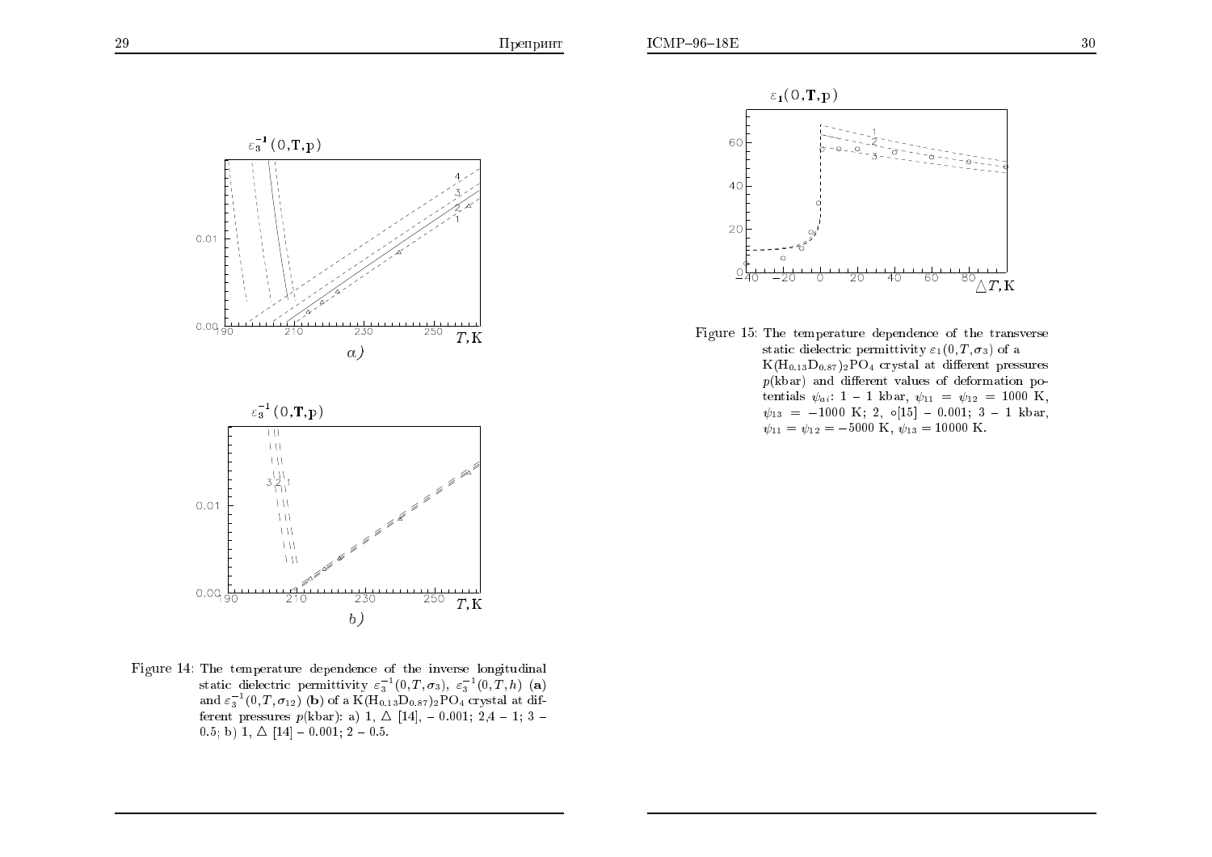Figure 14: The temperature dependence of the inverse longitudinal static dielectric permittivity $\varepsilon_3^{-1}(0,T,\sigma_3)$, $\varepsilon_3^{-1}(0,T,h)$ (**a**) and $\varepsilon_3^{-1}(0,T,\sigma_{12})$ (**b**) of a $K(H_{0.13}D_{0.87})_2PO_4$ crystal at different pressures $p$(kbar): a) 1, △ [14], – 0.001; 2,4 – 1; 3 – 0.5; b) 1, △ [14] – 0.001; 2 – 0.5.

Figure 15: The temperature dependence of the transverse static dielectric permittivity $\varepsilon_1(0,T,\sigma_3)$ of a $K(H_{0.13}D_{0.87})_2PO_4$ crystal at different pressures $p$(kbar) and different values of deformation potentials $\psi_{ai}$: 1 – 1 kbar, $\psi_{11} = \psi_{12} = 1000$ K, $\psi_{13} = -1000$ K; 2, ○[15] – 0.001; 3 – 1 kbar, $\psi_{11} = \psi_{12} = -5000$ K, $\psi_{13} = 10000$ K.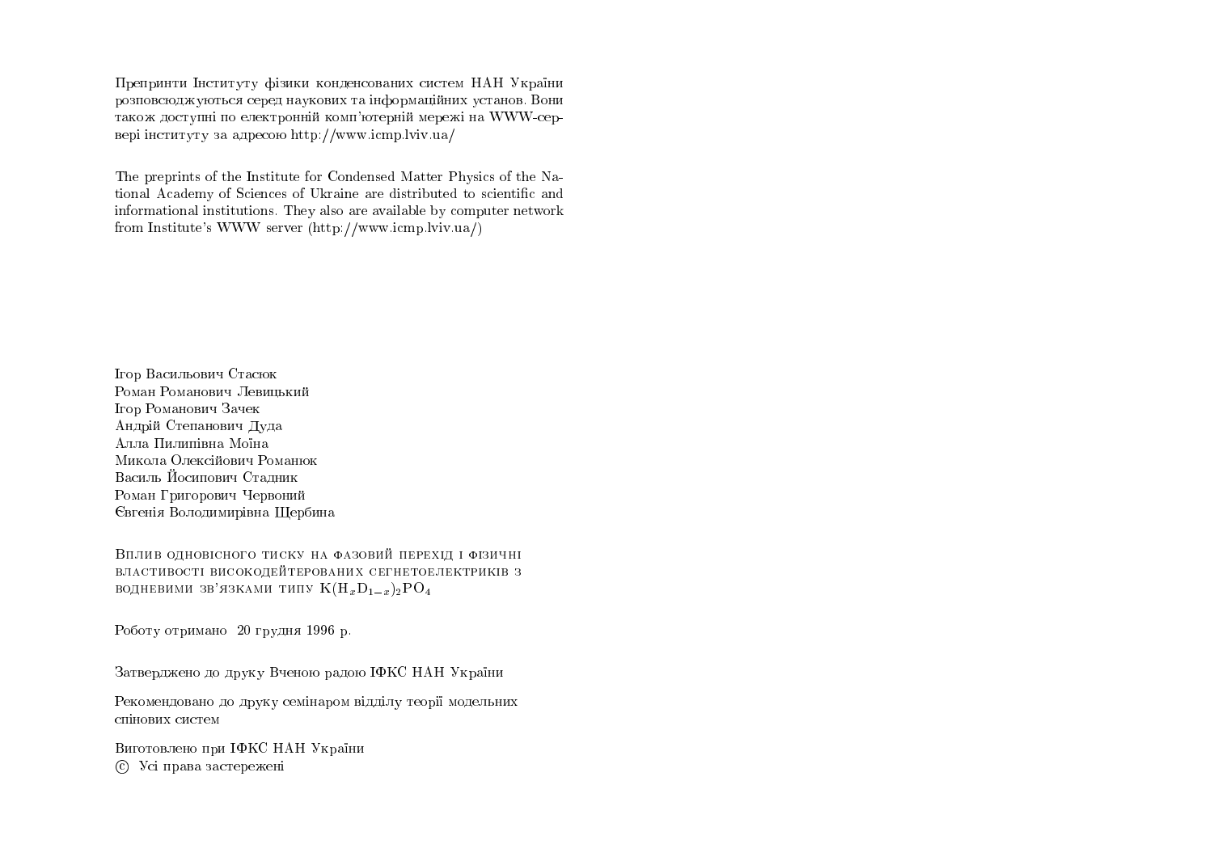Препринти Інституту фізики конденсованих систем НАН України розповсюджуються серед наукових та інформаційних установ. Вони також доступні по електронній комп'ютерній мережі на WWW-сервері інституту за адресою http://www.icmp.lviv.ua/

The preprints of the Institute for Condensed Matter Physics of the National Academy of Sciences of Ukraine are distributed to scientific and informational institutions. They also are available by computer network from Institute's WWW server (http://www.icmp.lviv.ua/)

Ігор Васильович Стасюк
Роман Романович Левицький
Ігор Романович Зачек
Андрій Степанович Дуда
Алла Пилипівна Моїна
Микола Олексійович Романюк
Василь Йосипович Стадник
Роман Григорович Червоний
Євгенія Володимирівна Щербина

Вплив одновісного тиску на фазовий перехід і фізичні властивості високодейтерованих сегнетоелектриків з водневими зв'язками типу $K(H_xD_{1-x})_2PO_4$

Роботу отримано 20 грудня 1996 р.

Затверджено до друку Вченою радою ІФКС НАН України

Рекомендовано до друку семінаром відділу теорії модельних спінових систем

Виготовлено при ІФКС НАН України
© Усі права застережені